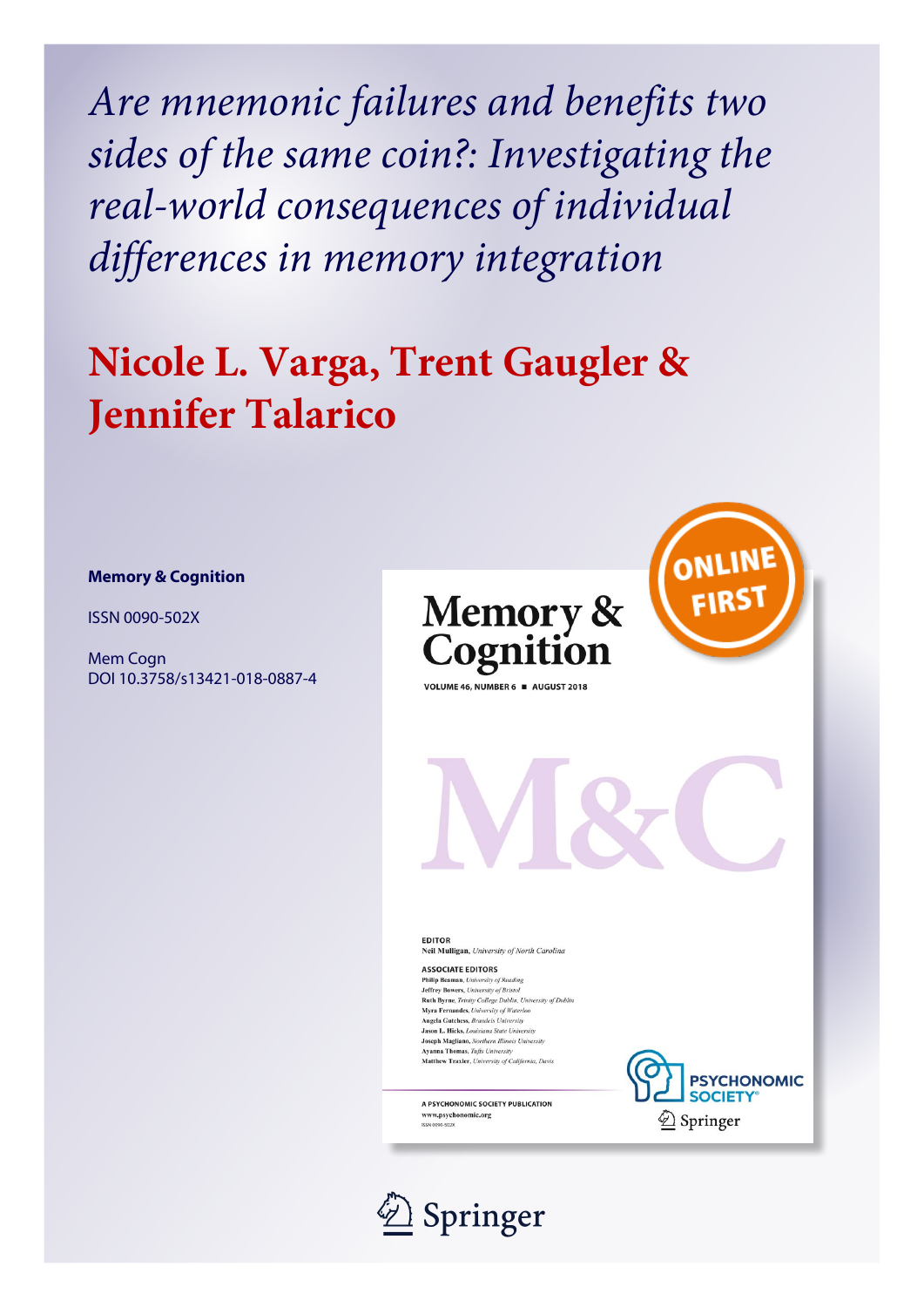# *Are mnemonic failures and benefits two sides of the same coin?: Investigating the real-world consequences of individual differences in memory integration*

## Nicole L. Varga, Trent Gaugler & Jennifer Talarico

**Memory & Cognition**

ISSN 0090-502X

Mem Cogn
DOI 10.3758/s13421-018-0887-4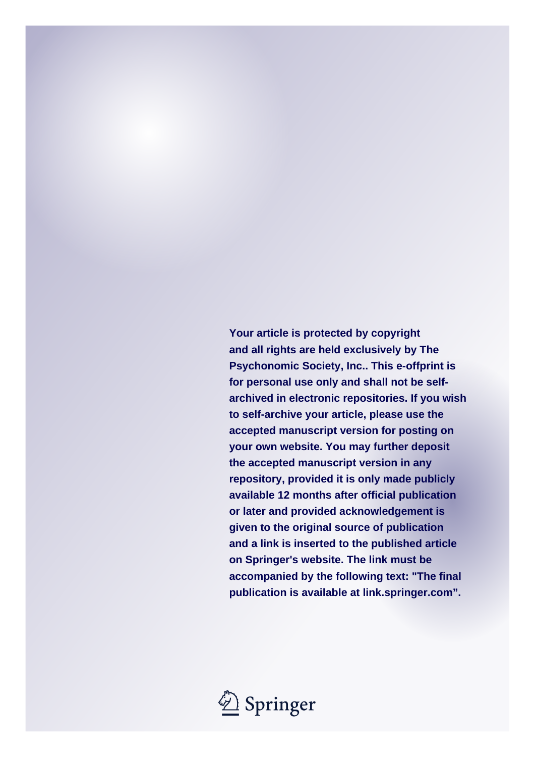**Your article is protected by copyright and all rights are held exclusively by The Psychonomic Society, Inc.. This e-offprint is for personal use only and shall not be self-archived in electronic repositories. If you wish to self-archive your article, please use the accepted manuscript version for posting on your own website. You may further deposit the accepted manuscript version in any repository, provided it is only made publicly available 12 months after official publication or later and provided acknowledgement is given to the original source of publication and a link is inserted to the published article on Springer's website. The link must be accompanied by the following text: "The final publication is available at link.springer.com".**

Springer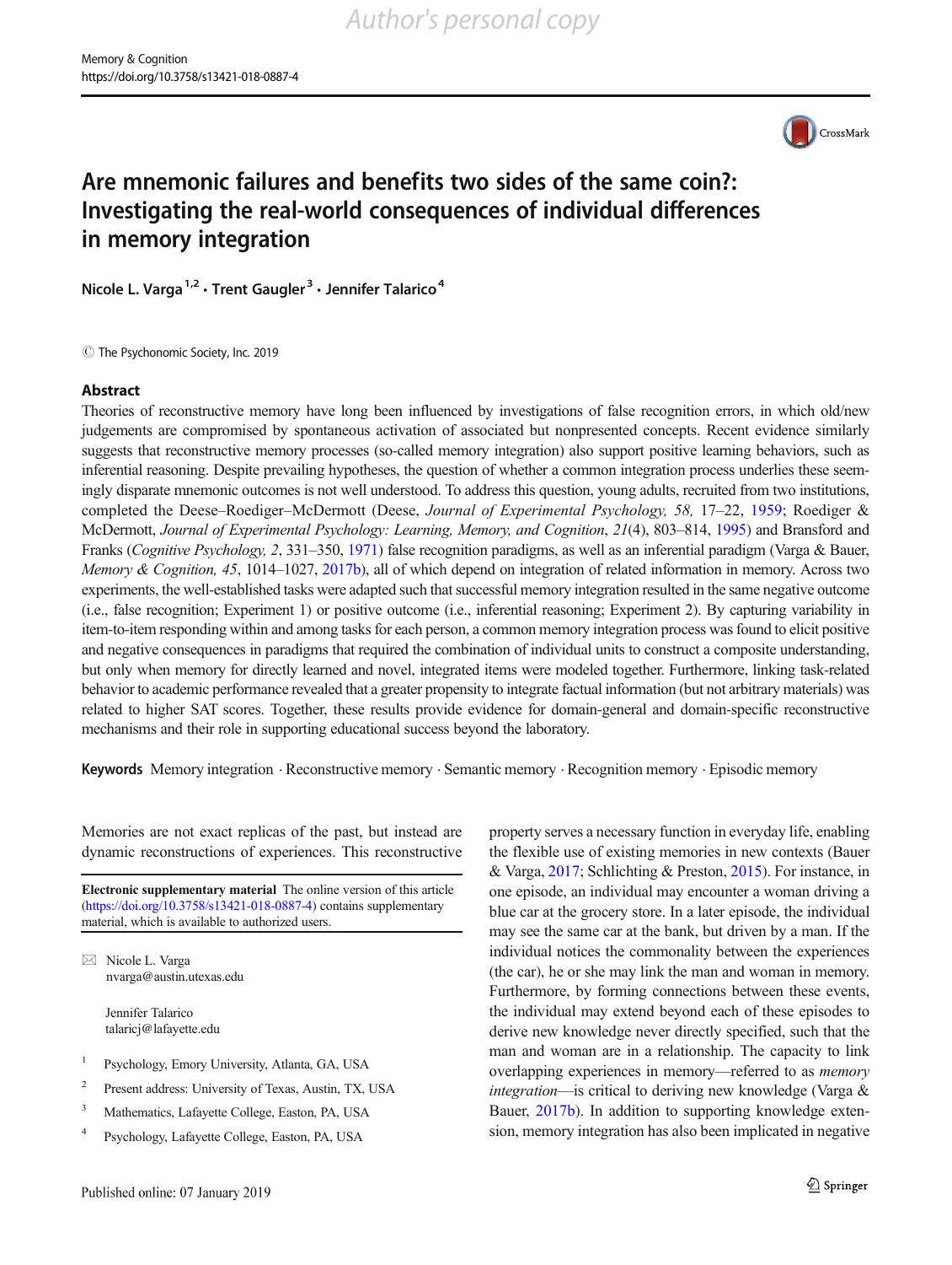# Are mnemonic failures and benefits two sides of the same coin?: Investigating the real-world consequences of individual differences in memory integration

Nicole L. Varga[1,2] · Trent Gaugler[3] · Jennifer Talarico[4]

© The Psychonomic Society, Inc. 2019

## Abstract

Theories of reconstructive memory have long been influenced by investigations of false recognition errors, in which old/new judgements are compromised by spontaneous activation of associated but nonpresented concepts. Recent evidence similarly suggests that reconstructive memory processes (so-called memory integration) also support positive learning behaviors, such as inferential reasoning. Despite prevailing hypotheses, the question of whether a common integration process underlies these seemingly disparate mnemonic outcomes is not well understood. To address this question, young adults, recruited from two institutions, completed the Deese–Roediger–McDermott (Deese, *Journal of Experimental Psychology, 58,* 17–22, 1959; Roediger & McDermott, *Journal of Experimental Psychology: Learning, Memory, and Cognition*, *21*(4), 803–814, 1995) and Bransford and Franks (*Cognitive Psychology, 2*, 331–350, 1971) false recognition paradigms, as well as an inferential paradigm (Varga & Bauer, *Memory & Cognition, 45*, 1014–1027, 2017b), all of which depend on integration of related information in memory. Across two experiments, the well-established tasks were adapted such that successful memory integration resulted in the same negative outcome (i.e., false recognition; Experiment 1) or positive outcome (i.e., inferential reasoning; Experiment 2). By capturing variability in item-to-item responding within and among tasks for each person, a common memory integration process was found to elicit positive and negative consequences in paradigms that required the combination of individual units to construct a composite understanding, but only when memory for directly learned and novel, integrated items were modeled together. Furthermore, linking task-related behavior to academic performance revealed that a greater propensity to integrate factual information (but not arbitrary materials) was related to higher SAT scores. Together, these results provide evidence for domain-general and domain-specific reconstructive mechanisms and their role in supporting educational success beyond the laboratory.

**Keywords** Memory integration · Reconstructive memory · Semantic memory · Recognition memory · Episodic memory

Memories are not exact replicas of the past, but instead are dynamic reconstructions of experiences. This reconstructive property serves a necessary function in everyday life, enabling the flexible use of existing memories in new contexts (Bauer & Varga, 2017; Schlichting & Preston, 2015). For instance, in one episode, an individual may encounter a woman driving a blue car at the grocery store. In a later episode, the individual may see the same car at the bank, but driven by a man. If the individual notices the commonality between the experiences (the car), he or she may link the man and woman in memory. Furthermore, by forming connections between these events, the individual may extend beyond each of these episodes to derive new knowledge never directly specified, such that the man and woman are in a relationship. The capacity to link overlapping experiences in memory—referred to as *memory integration*—is critical to deriving new knowledge (Varga & Bauer, 2017b). In addition to supporting knowledge extension, memory integration has also been implicated in negative

**Electronic supplementary material** The online version of this article (https://doi.org/10.3758/s13421-018-0887-4) contains supplementary material, which is available to authorized users.

✉ Nicole L. Varga
nvarga@austin.utexas.edu

Jennifer Talarico
talaricj@lafayette.edu

[1] Psychology, Emory University, Atlanta, GA, USA

[2] Present address: University of Texas, Austin, TX, USA

[3] Mathematics, Lafayette College, Easton, PA, USA

[4] Psychology, Lafayette College, Easton, PA, USA

Published online: 07 January 2019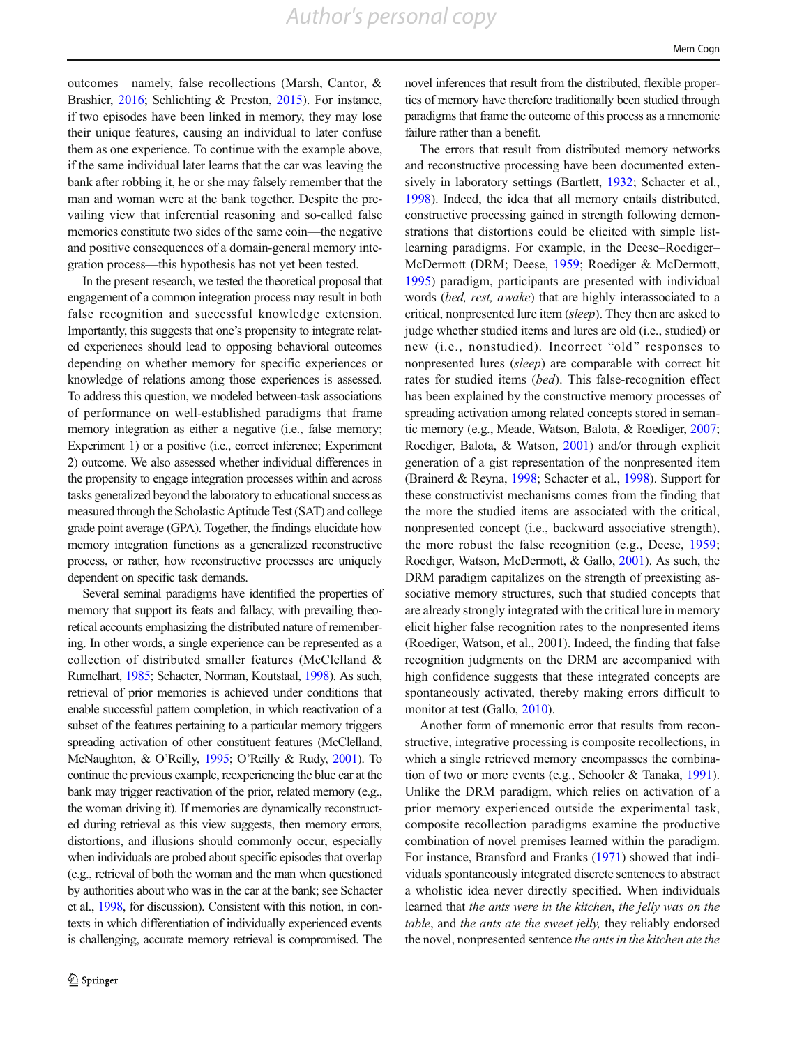outcomes—namely, false recollections (Marsh, Cantor, & Brashier, 2016; Schlichting & Preston, 2015). For instance, if two episodes have been linked in memory, they may lose their unique features, causing an individual to later confuse them as one experience. To continue with the example above, if the same individual later learns that the car was leaving the bank after robbing it, he or she may falsely remember that the man and woman were at the bank together. Despite the prevailing view that inferential reasoning and so-called false memories constitute two sides of the same coin—the negative and positive consequences of a domain-general memory integration process—this hypothesis has not yet been tested.

In the present research, we tested the theoretical proposal that engagement of a common integration process may result in both false recognition and successful knowledge extension. Importantly, this suggests that one's propensity to integrate related experiences should lead to opposing behavioral outcomes depending on whether memory for specific experiences or knowledge of relations among those experiences is assessed. To address this question, we modeled between-task associations of performance on well-established paradigms that frame memory integration as either a negative (i.e., false memory; Experiment 1) or a positive (i.e., correct inference; Experiment 2) outcome. We also assessed whether individual differences in the propensity to engage integration processes within and across tasks generalized beyond the laboratory to educational success as measured through the Scholastic Aptitude Test (SAT) and college grade point average (GPA). Together, the findings elucidate how memory integration functions as a generalized reconstructive process, or rather, how reconstructive processes are uniquely dependent on specific task demands.

Several seminal paradigms have identified the properties of memory that support its feats and fallacy, with prevailing theoretical accounts emphasizing the distributed nature of remembering. In other words, a single experience can be represented as a collection of distributed smaller features (McClelland & Rumelhart, 1985; Schacter, Norman, Koutstaal, 1998). As such, retrieval of prior memories is achieved under conditions that enable successful pattern completion, in which reactivation of a subset of the features pertaining to a particular memory triggers spreading activation of other constituent features (McClelland, McNaughton, & O'Reilly, 1995; O'Reilly & Rudy, 2001). To continue the previous example, reexperiencing the blue car at the bank may trigger reactivation of the prior, related memory (e.g., the woman driving it). If memories are dynamically reconstructed during retrieval as this view suggests, then memory errors, distortions, and illusions should commonly occur, especially when individuals are probed about specific episodes that overlap (e.g., retrieval of both the woman and the man when questioned by authorities about who was in the car at the bank; see Schacter et al., 1998, for discussion). Consistent with this notion, in contexts in which differentiation of individually experienced events is challenging, accurate memory retrieval is compromised. The novel inferences that result from the distributed, flexible properties of memory have therefore traditionally been studied through paradigms that frame the outcome of this process as a mnemonic failure rather than a benefit.

The errors that result from distributed memory networks and reconstructive processing have been documented extensively in laboratory settings (Bartlett, 1932; Schacter et al., 1998). Indeed, the idea that all memory entails distributed, constructive processing gained in strength following demonstrations that distortions could be elicited with simple list-learning paradigms. For example, in the Deese–Roediger–McDermott (DRM; Deese, 1959; Roediger & McDermott, 1995) paradigm, participants are presented with individual words (*bed, rest, awake*) that are highly interassociated to a critical, nonpresented lure item (*sleep*). They then are asked to judge whether studied items and lures are old (i.e., studied) or new (i.e., nonstudied). Incorrect "old" responses to nonpresented lures (*sleep*) are comparable with correct hit rates for studied items (*bed*). This false-recognition effect has been explained by the constructive memory processes of spreading activation among related concepts stored in semantic memory (e.g., Meade, Watson, Balota, & Roediger, 2007; Roediger, Balota, & Watson, 2001) and/or through explicit generation of a gist representation of the nonpresented item (Brainerd & Reyna, 1998; Schacter et al., 1998). Support for these constructivist mechanisms comes from the finding that the more the studied items are associated with the critical, nonpresented concept (i.e., backward associative strength), the more robust the false recognition (e.g., Deese, 1959; Roediger, Watson, McDermott, & Gallo, 2001). As such, the DRM paradigm capitalizes on the strength of preexisting associative memory structures, such that studied concepts that are already strongly integrated with the critical lure in memory elicit higher false recognition rates to the nonpresented items (Roediger, Watson, et al., 2001). Indeed, the finding that false recognition judgments on the DRM are accompanied with high confidence suggests that these integrated concepts are spontaneously activated, thereby making errors difficult to monitor at test (Gallo, 2010).

Another form of mnemonic error that results from reconstructive, integrative processing is composite recollections, in which a single retrieved memory encompasses the combination of two or more events (e.g., Schooler & Tanaka, 1991). Unlike the DRM paradigm, which relies on activation of a prior memory experienced outside the experimental task, composite recollection paradigms examine the productive combination of novel premises learned within the paradigm. For instance, Bransford and Franks (1971) showed that individuals spontaneously integrated discrete sentences to abstract a wholistic idea never directly specified. When individuals learned that *the ants were in the kitchen*, *the jelly was on the table*, and *the ants ate the sweet jelly,* they reliably endorsed the novel, nonpresented sentence *the ants in the kitchen ate the*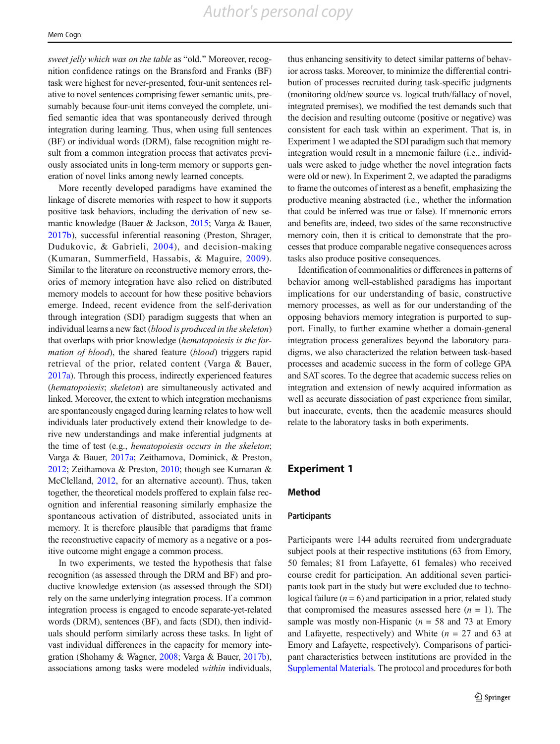*sweet jelly which was on the table* as "old." Moreover, recognition confidence ratings on the Bransford and Franks (BF) task were highest for never-presented, four-unit sentences relative to novel sentences comprising fewer semantic units, presumably because four-unit items conveyed the complete, unified semantic idea that was spontaneously derived through integration during learning. Thus, when using full sentences (BF) or individual words (DRM), false recognition might result from a common integration process that activates previously associated units in long-term memory or supports generation of novel links among newly learned concepts.

More recently developed paradigms have examined the linkage of discrete memories with respect to how it supports positive task behaviors, including the derivation of new semantic knowledge (Bauer & Jackson, 2015; Varga & Bauer, 2017b), successful inferential reasoning (Preston, Shrager, Dudukovic, & Gabrieli, 2004), and decision-making (Kumaran, Summerfield, Hassabis, & Maguire, 2009). Similar to the literature on reconstructive memory errors, theories of memory integration have also relied on distributed memory models to account for how these positive behaviors emerge. Indeed, recent evidence from the self-derivation through integration (SDI) paradigm suggests that when an individual learns a new fact (*blood is produced in the skeleton*) that overlaps with prior knowledge (*hematopoiesis is the formation of blood*), the shared feature (*blood*) triggers rapid retrieval of the prior, related content (Varga & Bauer, 2017a). Through this process, indirectly experienced features (*hematopoiesis*; *skeleton*) are simultaneously activated and linked. Moreover, the extent to which integration mechanisms are spontaneously engaged during learning relates to how well individuals later productively extend their knowledge to derive new understandings and make inferential judgments at the time of test (e.g., *hematopoiesis occurs in the skeleton*; Varga & Bauer, 2017a; Zeithamova, Dominick, & Preston, 2012; Zeithamova & Preston, 2010; though see Kumaran & McClelland, 2012, for an alternative account). Thus, taken together, the theoretical models proffered to explain false recognition and inferential reasoning similarly emphasize the spontaneous activation of distributed, associated units in memory. It is therefore plausible that paradigms that frame the reconstructive capacity of memory as a negative or a positive outcome might engage a common process.

In two experiments, we tested the hypothesis that false recognition (as assessed through the DRM and BF) and productive knowledge extension (as assessed through the SDI) rely on the same underlying integration process. If a common integration process is engaged to encode separate-yet-related words (DRM), sentences (BF), and facts (SDI), then individuals should perform similarly across these tasks. In light of vast individual differences in the capacity for memory integration (Shohamy & Wagner, 2008; Varga & Bauer, 2017b), associations among tasks were modeled *within* individuals, thus enhancing sensitivity to detect similar patterns of behavior across tasks. Moreover, to minimize the differential contribution of processes recruited during task-specific judgments (monitoring old/new source vs. logical truth/fallacy of novel, integrated premises), we modified the test demands such that the decision and resulting outcome (positive or negative) was consistent for each task within an experiment. That is, in Experiment 1 we adapted the SDI paradigm such that memory integration would result in a mnemonic failure (i.e., individuals were asked to judge whether the novel integration facts were old or new). In Experiment 2, we adapted the paradigms to frame the outcomes of interest as a benefit, emphasizing the productive meaning abstracted (i.e., whether the information that could be inferred was true or false). If mnemonic errors and benefits are, indeed, two sides of the same reconstructive memory coin, then it is critical to demonstrate that the processes that produce comparable negative consequences across tasks also produce positive consequences.

Identification of commonalities or differences in patterns of behavior among well-established paradigms has important implications for our understanding of basic, constructive memory processes, as well as for our understanding of the opposing behaviors memory integration is purported to support. Finally, to further examine whether a domain-general integration process generalizes beyond the laboratory paradigms, we also characterized the relation between task-based processes and academic success in the form of college GPA and SAT scores. To the degree that academic success relies on integration and extension of newly acquired information as well as accurate dissociation of past experience from similar, but inaccurate, events, then the academic measures should relate to the laboratory tasks in both experiments.

## Experiment 1

### Method

#### Participants

Participants were 144 adults recruited from undergraduate subject pools at their respective institutions (63 from Emory, 50 females; 81 from Lafayette, 61 females) who received course credit for participation. An additional seven participants took part in the study but were excluded due to technological failure ($n = 6$) and participation in a prior, related study that compromised the measures assessed here ($n = 1$). The sample was mostly non-Hispanic ($n$ = 58 and 73 at Emory and Lafayette, respectively) and White ($n$ = 27 and 63 at Emory and Lafayette, respectively). Comparisons of participant characteristics between institutions are provided in the Supplemental Materials. The protocol and procedures for both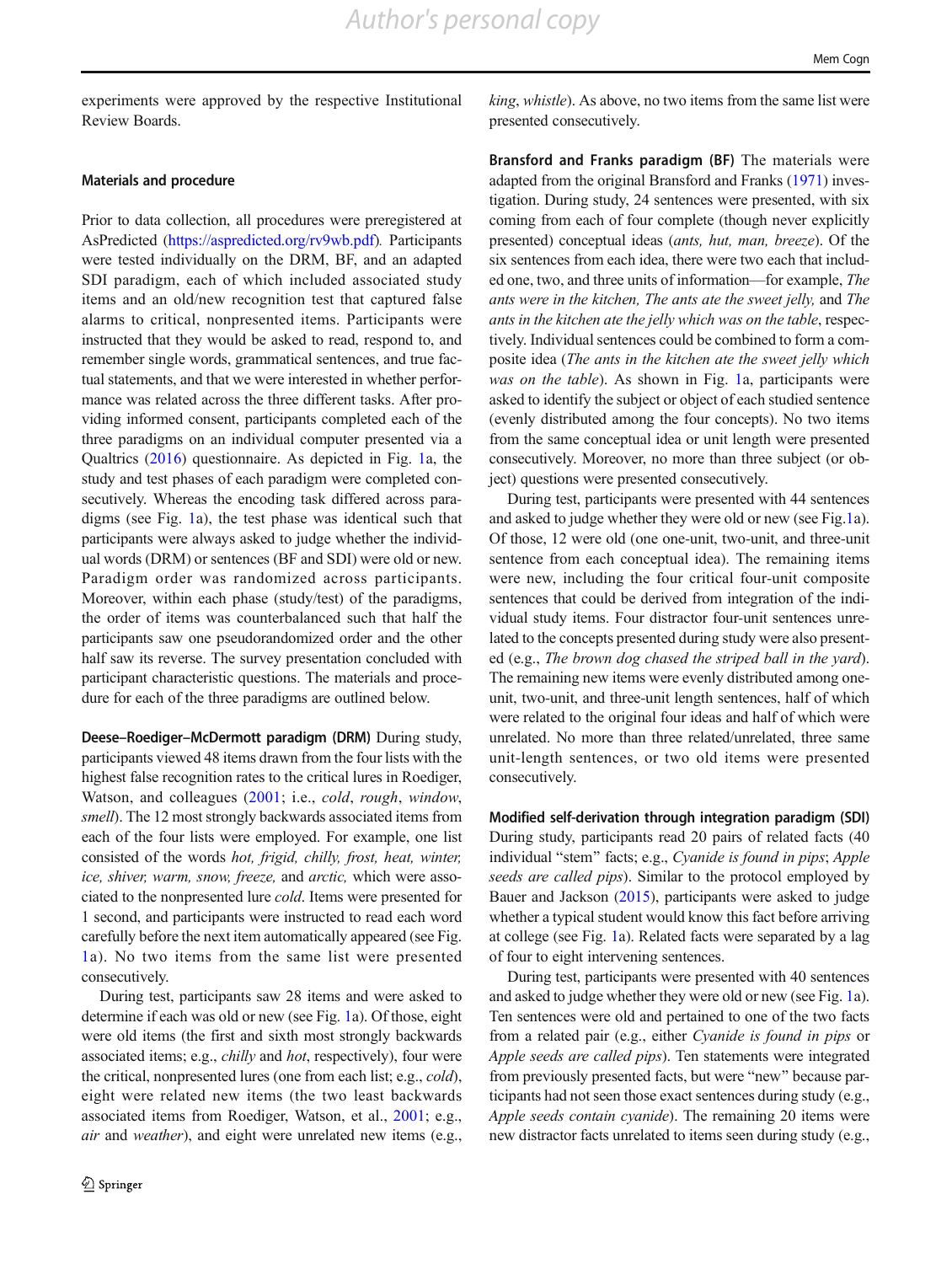experiments were approved by the respective Institutional Review Boards.

### Materials and procedure

Prior to data collection, all procedures were preregistered at AsPredicted (https://aspredicted.org/rv9wb.pdf). Participants were tested individually on the DRM, BF, and an adapted SDI paradigm, each of which included associated study items and an old/new recognition test that captured false alarms to critical, nonpresented items. Participants were instructed that they would be asked to read, respond to, and remember single words, grammatical sentences, and true factual statements, and that we were interested in whether performance was related across the three different tasks. After providing informed consent, participants completed each of the three paradigms on an individual computer presented via a Qualtrics (2016) questionnaire. As depicted in Fig. 1a, the study and test phases of each paradigm were completed consecutively. Whereas the encoding task differed across paradigms (see Fig. 1a), the test phase was identical such that participants were always asked to judge whether the individual words (DRM) or sentences (BF and SDI) were old or new. Paradigm order was randomized across participants. Moreover, within each phase (study/test) of the paradigms, the order of items was counterbalanced such that half the participants saw one pseudorandomized order and the other half saw its reverse. The survey presentation concluded with participant characteristic questions. The materials and procedure for each of the three paradigms are outlined below.

**Deese–Roediger–McDermott paradigm (DRM)** During study, participants viewed 48 items drawn from the four lists with the highest false recognition rates to the critical lures in Roediger, Watson, and colleagues (2001; i.e., *cold*, *rough*, *window*, *smell*). The 12 most strongly backwards associated items from each of the four lists were employed. For example, one list consisted of the words *hot, frigid, chilly, frost, heat, winter, ice, shiver, warm, snow, freeze,* and *arctic,* which were associated to the nonpresented lure *cold*. Items were presented for 1 second, and participants were instructed to read each word carefully before the next item automatically appeared (see Fig. 1a). No two items from the same list were presented consecutively.

During test, participants saw 28 items and were asked to determine if each was old or new (see Fig. 1a). Of those, eight were old items (the first and sixth most strongly backwards associated items; e.g., *chilly* and *hot*, respectively), four were the critical, nonpresented lures (one from each list; e.g., *cold*), eight were related new items (the two least backwards associated items from Roediger, Watson, et al., 2001; e.g., *air* and *weather*), and eight were unrelated new items (e.g., *king*, *whistle*). As above, no two items from the same list were presented consecutively.

**Bransford and Franks paradigm (BF)** The materials were adapted from the original Bransford and Franks (1971) investigation. During study, 24 sentences were presented, with six coming from each of four complete (though never explicitly presented) conceptual ideas (*ants, hut, man, breeze*). Of the six sentences from each idea, there were two each that included one, two, and three units of information—for example, *The ants were in the kitchen, The ants ate the sweet jelly,* and *The ants in the kitchen ate the jelly which was on the table*, respectively. Individual sentences could be combined to form a composite idea (*The ants in the kitchen ate the sweet jelly which was on the table*). As shown in Fig. 1a, participants were asked to identify the subject or object of each studied sentence (evenly distributed among the four concepts). No two items from the same conceptual idea or unit length were presented consecutively. Moreover, no more than three subject (or object) questions were presented consecutively.

During test, participants were presented with 44 sentences and asked to judge whether they were old or new (see Fig.1a). Of those, 12 were old (one one-unit, two-unit, and three-unit sentence from each conceptual idea). The remaining items were new, including the four critical four-unit composite sentences that could be derived from integration of the individual study items. Four distractor four-unit sentences unrelated to the concepts presented during study were also presented (e.g., *The brown dog chased the striped ball in the yard*). The remaining new items were evenly distributed among one-unit, two-unit, and three-unit length sentences, half of which were related to the original four ideas and half of which were unrelated. No more than three related/unrelated, three same unit-length sentences, or two old items were presented consecutively.

**Modified self-derivation through integration paradigm (SDI)** During study, participants read 20 pairs of related facts (40 individual "stem" facts; e.g., *Cyanide is found in pips*; *Apple seeds are called pips*). Similar to the protocol employed by Bauer and Jackson (2015), participants were asked to judge whether a typical student would know this fact before arriving at college (see Fig. 1a). Related facts were separated by a lag of four to eight intervening sentences.

During test, participants were presented with 40 sentences and asked to judge whether they were old or new (see Fig. 1a). Ten sentences were old and pertained to one of the two facts from a related pair (e.g., either *Cyanide is found in pips* or *Apple seeds are called pips*). Ten statements were integrated from previously presented facts, but were "new" because participants had not seen those exact sentences during study (e.g., *Apple seeds contain cyanide*). The remaining 20 items were new distractor facts unrelated to items seen during study (e.g.,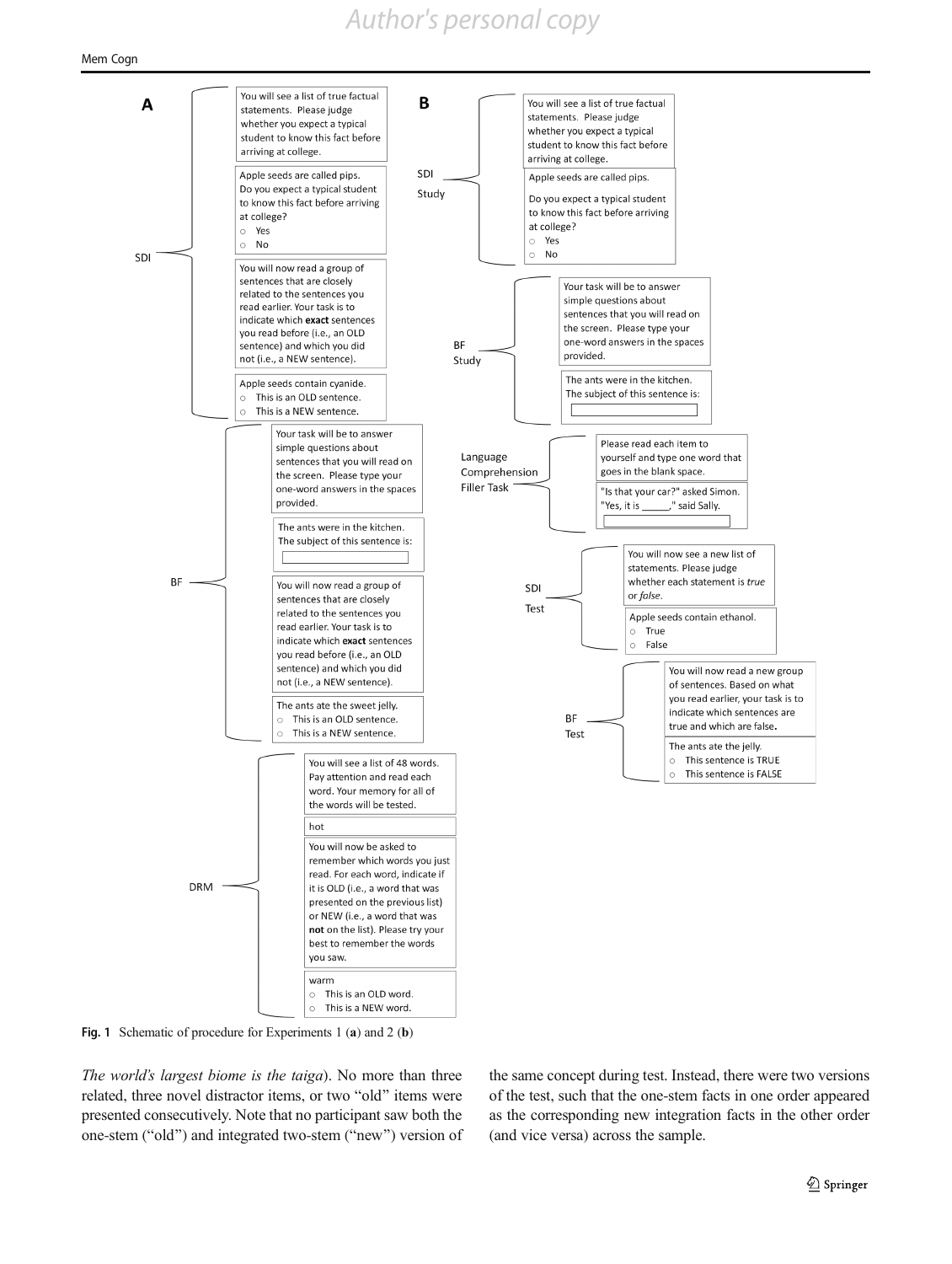**A**

**SDI**

You will see a list of true factual statements. Please judge whether you expect a typical student to know this fact before arriving at college.

Apple seeds are called pips.
Do you expect a typical student to know this fact before arriving at college?
○ Yes
○ No

You will now read a group of sentences that are closely related to the sentences you read earlier. Your task is to indicate which **exact** sentences you read before (i.e., an OLD sentence) and which you did not (i.e., a NEW sentence).

Apple seeds contain cyanide.
○ This is an OLD sentence.
○ This is a NEW sentence.

**BF**

Your task will be to answer simple questions about sentences that you will read on the screen. Please type your one-word answers in the spaces provided.

The ants were in the kitchen.
The subject of this sentence is: [ ]

You will now read a group of sentences that are closely related to the sentences you read earlier. Your task is to indicate which **exact** sentences you read before (i.e., an OLD sentence) and which you did not (i.e., a NEW sentence).

The ants ate the sweet jelly.
○ This is an OLD sentence.
○ This is a NEW sentence.

**DRM**

You will see a list of 48 words. Pay attention and read each word. Your memory for all of the words will be tested.

hot

You will now be asked to remember which words you just read. For each word, indicate if it is OLD (i.e., a word that was presented on the previous list) or NEW (i.e., a word that was **not** on the list). Please try your best to remember the words you saw.

warm
○ This is an OLD word.
○ This is a NEW word.

**B**

**SDI Study**

You will see a list of true factual statements. Please judge whether you expect a typical student to know this fact before arriving at college.

Apple seeds are called pips.
Do you expect a typical student to know this fact before arriving at college?
○ Yes
○ No

**BF Study**

Your task will be to answer simple questions about sentences that you will read on the screen. Please type your one-word answers in the spaces provided.

The ants were in the kitchen.
The subject of this sentence is: [ ]

**Language Comprehension Filler Task**

Please read each item to yourself and type one word that goes in the blank space.

"Is that your car?" asked Simon.
"Yes, it is _____," said Sally.
[ ]

**SDI Test**

You will now see a new list of statements. Please judge whether each statement is *true* or *false*.

Apple seeds contain ethanol.
○ True
○ False

**BF Test**

You will now read a new group of sentences. Based on what you read earlier, your task is to indicate which sentences are true and which are false**.**

The ants ate the jelly.
○ This sentence is TRUE
○ This sentence is FALSE

**Fig. 1** Schematic of procedure for Experiments 1 (**a**) and 2 (**b**)

*The world's largest biome is the taiga*). No more than three related, three novel distractor items, or two "old" items were presented consecutively. Note that no participant saw both the one-stem ("old") and integrated two-stem ("new") version of the same concept during test. Instead, there were two versions of the test, such that the one-stem facts in one order appeared as the corresponding new integration facts in the other order (and vice versa) across the sample.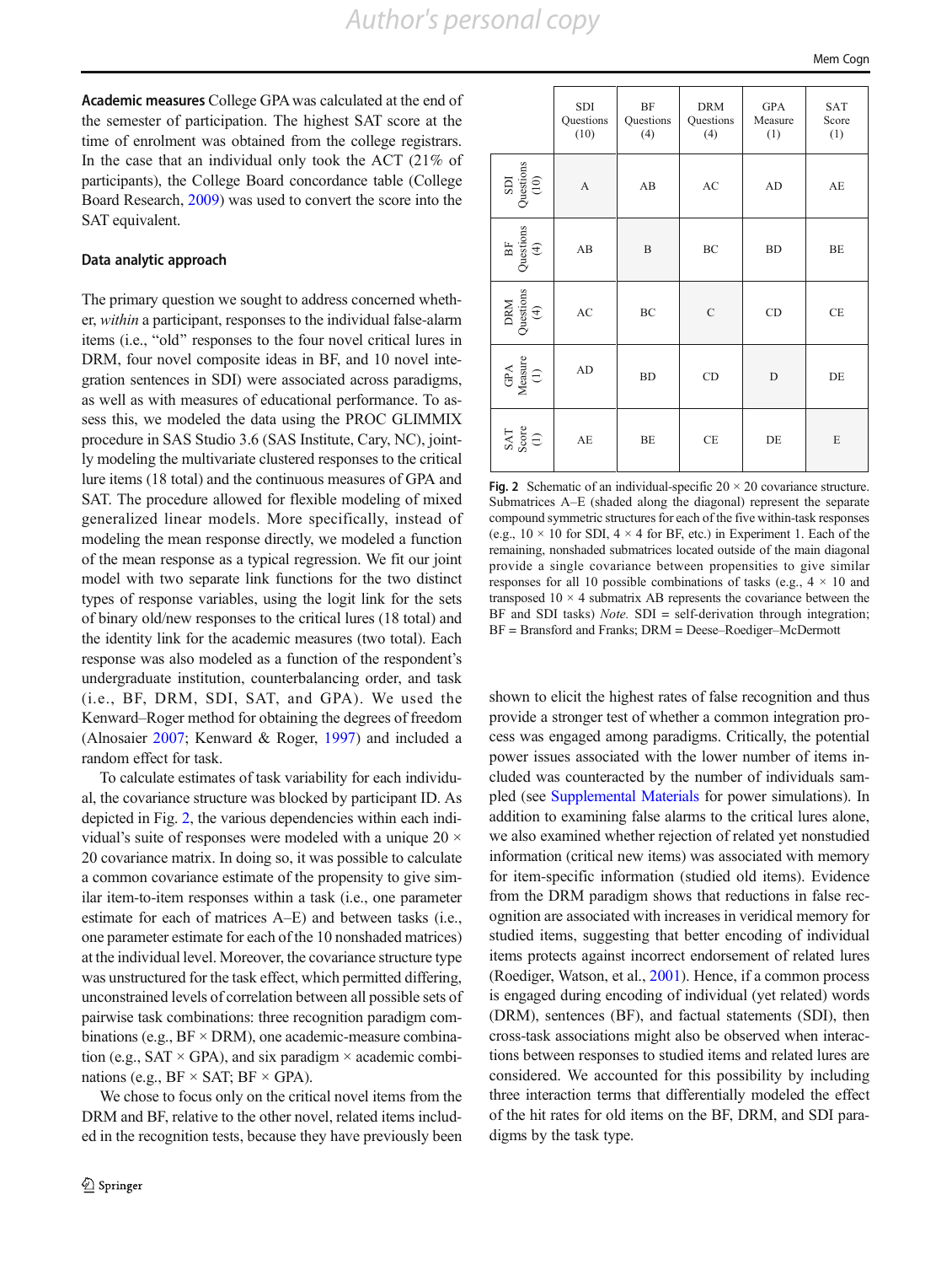**Academic measures** College GPA was calculated at the end of the semester of participation. The highest SAT score at the time of enrolment was obtained from the college registrars. In the case that an individual only took the ACT (21% of participants), the College Board concordance table (College Board Research, 2009) was used to convert the score into the SAT equivalent.

### Data analytic approach

The primary question we sought to address concerned whether, *within* a participant, responses to the individual false-alarm items (i.e., "old" responses to the four novel critical lures in DRM, four novel composite ideas in BF, and 10 novel integration sentences in SDI) were associated across paradigms, as well as with measures of educational performance. To assess this, we modeled the data using the PROC GLIMMIX procedure in SAS Studio 3.6 (SAS Institute, Cary, NC), jointly modeling the multivariate clustered responses to the critical lure items (18 total) and the continuous measures of GPA and SAT. The procedure allowed for flexible modeling of mixed generalized linear models. More specifically, instead of modeling the mean response directly, we modeled a function of the mean response as a typical regression. We fit our joint model with two separate link functions for the two distinct types of response variables, using the logit link for the sets of binary old/new responses to the critical lures (18 total) and the identity link for the academic measures (two total). Each response was also modeled as a function of the respondent's undergraduate institution, counterbalancing order, and task (i.e., BF, DRM, SDI, SAT, and GPA). We used the Kenward–Roger method for obtaining the degrees of freedom (Alnosaier 2007; Kenward & Roger, 1997) and included a random effect for task.

To calculate estimates of task variability for each individual, the covariance structure was blocked by participant ID. As depicted in Fig. 2, the various dependencies within each individual's suite of responses were modeled with a unique 20 × 20 covariance matrix. In doing so, it was possible to calculate a common covariance estimate of the propensity to give similar item-to-item responses within a task (i.e., one parameter estimate for each of matrices A–E) and between tasks (i.e., one parameter estimate for each of the 10 nonshaded matrices) at the individual level. Moreover, the covariance structure type was unstructured for the task effect, which permitted differing, unconstrained levels of correlation between all possible sets of pairwise task combinations: three recognition paradigm combinations (e.g., BF × DRM), one academic-measure combination (e.g., SAT × GPA), and six paradigm × academic combinations (e.g., BF × SAT; BF × GPA).

We chose to focus only on the critical novel items from the DRM and BF, relative to the other novel, related items included in the recognition tests, because they have previously been shown to elicit the highest rates of false recognition and thus provide a stronger test of whether a common integration process was engaged among paradigms. Critically, the potential power issues associated with the lower number of items included was counteracted by the number of individuals sampled (see Supplemental Materials for power simulations). In addition to examining false alarms to the critical lures alone, we also examined whether rejection of related yet nonstudied information (critical new items) was associated with memory for item-specific information (studied old items). Evidence from the DRM paradigm shows that reductions in false recognition are associated with increases in veridical memory for studied items, suggesting that better encoding of individual items protects against incorrect endorsement of related lures (Roediger, Watson, et al., 2001). Hence, if a common process is engaged during encoding of individual (yet related) words (DRM), sentences (BF), and factual statements (SDI), then cross-task associations might also be observed when interactions between responses to studied items and related lures are considered. We accounted for this possibility by including three interaction terms that differentially modeled the effect of the hit rates for old items on the BF, DRM, and SDI paradigms by the task type.

| | SDI Questions (10) | BF Questions (4) | DRM Questions (4) | GPA Measure (1) | SAT Score (1) |
|---|---|---|---|---|---|
| SDI Questions (10) | A | AB | AC | AD | AE |
| BF Questions (4) | AB | B | BC | BD | BE |
| DRM Questions (4) | AC | BC | C | CD | CE |
| GPA Measure (1) | AD | BD | CD | D | DE |
| SAT Score (1) | AE | BE | CE | DE | E |

**Fig. 2** Schematic of an individual-specific 20 × 20 covariance structure. Submatrices A–E (shaded along the diagonal) represent the separate compound symmetric structures for each of the five within-task responses (e.g., 10 × 10 for SDI, 4 × 4 for BF, etc.) in Experiment 1. Each of the remaining, nonshaded submatrices located outside of the main diagonal provide a single covariance between propensities to give similar responses for all 10 possible combinations of tasks (e.g., 4 × 10 and transposed 10 × 4 submatrix AB represents the covariance between the BF and SDI tasks) *Note.* SDI = self-derivation through integration; BF = Bransford and Franks; DRM = Deese–Roediger–McDermott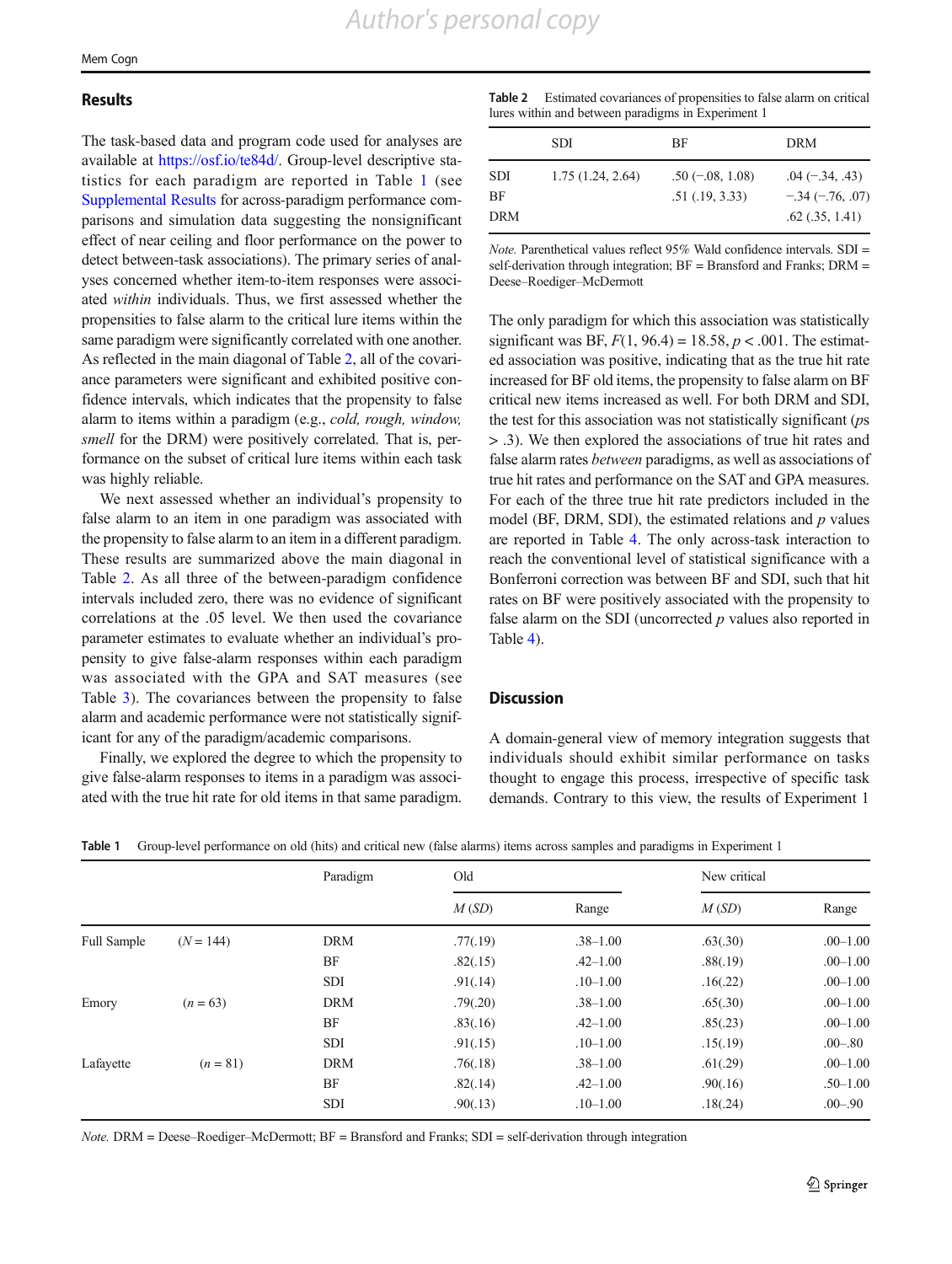## Results

The task-based data and program code used for analyses are available at https://osf.io/te84d/. Group-level descriptive statistics for each paradigm are reported in Table 1 (see Supplemental Results for across-paradigm performance comparisons and simulation data suggesting the nonsignificant effect of near ceiling and floor performance on the power to detect between-task associations). The primary series of analyses concerned whether item-to-item responses were associated *within* individuals. Thus, we first assessed whether the propensities to false alarm to the critical lure items within the same paradigm were significantly correlated with one another. As reflected in the main diagonal of Table 2, all of the covariance parameters were significant and exhibited positive confidence intervals, which indicates that the propensity to false alarm to items within a paradigm (e.g., *cold, rough, window, smell* for the DRM) were positively correlated. That is, performance on the subset of critical lure items within each task was highly reliable.

We next assessed whether an individual's propensity to false alarm to an item in one paradigm was associated with the propensity to false alarm to an item in a different paradigm. These results are summarized above the main diagonal in Table 2. As all three of the between-paradigm confidence intervals included zero, there was no evidence of significant correlations at the .05 level. We then used the covariance parameter estimates to evaluate whether an individual's propensity to give false-alarm responses within each paradigm was associated with the GPA and SAT measures (see Table 3). The covariances between the propensity to false alarm and academic performance were not statistically significant for any of the paradigm/academic comparisons.

Finally, we explored the degree to which the propensity to give false-alarm responses to items in a paradigm was associated with the true hit rate for old items in that same paradigm. The only paradigm for which this association was statistically significant was BF, $F(1, 96.4) = 18.58$, $p < .001$. The estimated association was positive, indicating that as the true hit rate increased for BF old items, the propensity to false alarm on BF critical new items increased as well. For both DRM and SDI, the test for this association was not statistically significant ($ps > .3$). We then explored the associations of true hit rates and false alarm rates *between* paradigms, as well as associations of true hit rates and performance on the SAT and GPA measures. For each of the three true hit rate predictors included in the model (BF, DRM, SDI), the estimated relations and $p$ values are reported in Table 4. The only across-task interaction to reach the conventional level of statistical significance with a Bonferroni correction was between BF and SDI, such that hit rates on BF were positively associated with the propensity to false alarm on the SDI (uncorrected $p$ values also reported in Table 4).

**Table 2** Estimated covariances of propensities to false alarm on critical lures within and between paradigms in Experiment 1

| | SDI | BF | DRM |
|---|---|---|---|
| SDI | 1.75 (1.24, 2.64) | .50 (−.08, 1.08) | .04 (−.34, .43) |
| BF | | .51 (.19, 3.33) | −.34 (−.76, .07) |
| DRM | | | .62 (.35, 1.41) |

*Note.* Parenthetical values reflect 95% Wald confidence intervals. SDI = self-derivation through integration; BF = Bransford and Franks; DRM = Deese–Roediger–McDermott

## Discussion

A domain-general view of memory integration suggests that individuals should exhibit similar performance on tasks thought to engage this process, irrespective of specific task demands. Contrary to this view, the results of Experiment 1

**Table 1** Group-level performance on old (hits) and critical new (false alarms) items across samples and paradigms in Experiment 1

| | | Paradigm | Old | | New critical | |
|---|---|---|---|---|---|---|
| | | | *M* (*SD*) | Range | *M* (*SD*) | Range |
| Full Sample | (*N* = 144) | DRM | .77(.19) | .38–1.00 | .63(.30) | .00–1.00 |
| | | BF | .82(.15) | .42–1.00 | .88(.19) | .00–1.00 |
| | | SDI | .91(.14) | .10–1.00 | .16(.22) | .00–1.00 |
| Emory | (*n* = 63) | DRM | .79(.20) | .38–1.00 | .65(.30) | .00–1.00 |
| | | BF | .83(.16) | .42–1.00 | .85(.23) | .00–1.00 |
| | | SDI | .91(.15) | .10–1.00 | .15(.19) | .00–.80 |
| Lafayette | (*n* = 81) | DRM | .76(.18) | .38–1.00 | .61(.29) | .00–1.00 |
| | | BF | .82(.14) | .42–1.00 | .90(.16) | .50–1.00 |
| | | SDI | .90(.13) | .10–1.00 | .18(.24) | .00–.90 |

*Note.* DRM = Deese–Roediger–McDermott; BF = Bransford and Franks; SDI = self-derivation through integration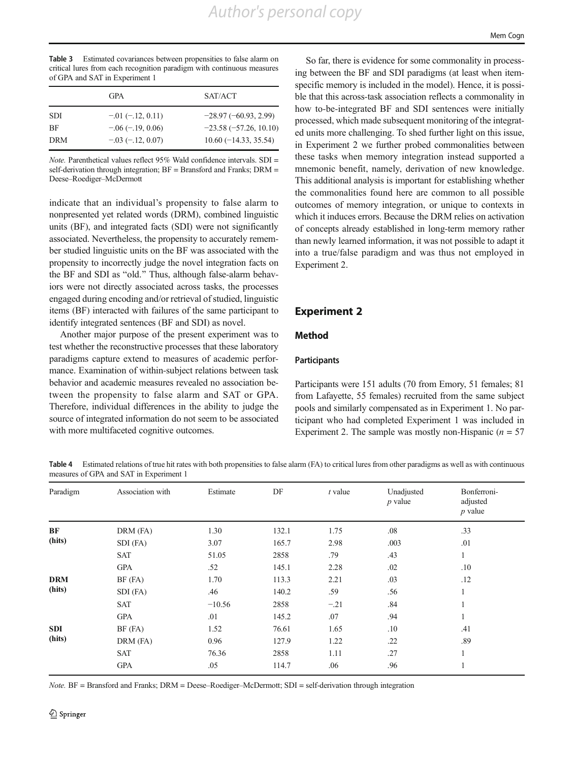**Table 3** Estimated covariances between propensities to false alarm on critical lures from each recognition paradigm with continuous measures of GPA and SAT in Experiment 1

| | GPA | SAT/ACT |
|---|---|---|
| SDI | −.01 (−.12, 0.11) | −28.97 (−60.93, 2.99) |
| BF | −.06 (−.19, 0.06) | −23.58 (−57.26, 10.10) |
| DRM | −.03 (−.12, 0.07) | 10.60 (−14.33, 35.54) |

*Note.* Parenthetical values reflect 95% Wald confidence intervals. SDI = self-derivation through integration; BF = Bransford and Franks; DRM = Deese–Roediger–McDermott

indicate that an individual's propensity to false alarm to nonpresented yet related words (DRM), combined linguistic units (BF), and integrated facts (SDI) were not significantly associated. Nevertheless, the propensity to accurately remember studied linguistic units on the BF was associated with the propensity to incorrectly judge the novel integration facts on the BF and SDI as "old." Thus, although false-alarm behaviors were not directly associated across tasks, the processes engaged during encoding and/or retrieval of studied, linguistic items (BF) interacted with failures of the same participant to identify integrated sentences (BF and SDI) as novel.

Another major purpose of the present experiment was to test whether the reconstructive processes that these laboratory paradigms capture extend to measures of academic performance. Examination of within-subject relations between task behavior and academic measures revealed no association between the propensity to false alarm and SAT or GPA. Therefore, individual differences in the ability to judge the source of integrated information do not seem to be associated with more multifaceted cognitive outcomes.

So far, there is evidence for some commonality in processing between the BF and SDI paradigms (at least when item-specific memory is included in the model). Hence, it is possible that this across-task association reflects a commonality in how to-be-integrated BF and SDI sentences were initially processed, which made subsequent monitoring of the integrated units more challenging. To shed further light on this issue, in Experiment 2 we further probed commonalities between these tasks when memory integration instead supported a mnemonic benefit, namely, derivation of new knowledge. This additional analysis is important for establishing whether the commonalities found here are common to all possible outcomes of memory integration, or unique to contexts in which it induces errors. Because the DRM relies on activation of concepts already established in long-term memory rather than newly learned information, it was not possible to adapt it into a true/false paradigm and was thus not employed in Experiment 2.

## Experiment 2

### Method

#### Participants

Participants were 151 adults (70 from Emory, 51 females; 81 from Lafayette, 55 females) recruited from the same subject pools and similarly compensated as in Experiment 1. No participant who had completed Experiment 1 was included in Experiment 2. The sample was mostly non-Hispanic ($n$ = 57

**Table 4** Estimated relations of true hit rates with both propensities to false alarm (FA) to critical lures from other paradigms as well as with continuous measures of GPA and SAT in Experiment 1

| Paradigm | Association with | Estimate | DF | *t* value | Unadjusted *p* value | Bonferroni-adjusted *p* value |
|---|---|---|---|---|---|---|
| **BF (hits)** | DRM (FA) | 1.30 | 132.1 | 1.75 | .08 | .33 |
| | SDI (FA) | 3.07 | 165.7 | 2.98 | .003 | .01 |
| | SAT | 51.05 | 2858 | .79 | .43 | 1 |
| | GPA | .52 | 145.1 | 2.28 | .02 | .10 |
| **DRM (hits)** | BF (FA) | 1.70 | 113.3 | 2.21 | .03 | .12 |
| | SDI (FA) | .46 | 140.2 | .59 | .56 | 1 |
| | SAT | −10.56 | 2858 | −.21 | .84 | 1 |
| | GPA | .01 | 145.2 | .07 | .94 | 1 |
| **SDI (hits)** | BF (FA) | 1.52 | 76.61 | 1.65 | .10 | .41 |
| | DRM (FA) | 0.96 | 127.9 | 1.22 | .22 | .89 |
| | SAT | 76.36 | 2858 | 1.11 | .27 | 1 |
| | GPA | .05 | 114.7 | .06 | .96 | 1 |

*Note.* BF = Bransford and Franks; DRM = Deese–Roediger–McDermott; SDI = self-derivation through integration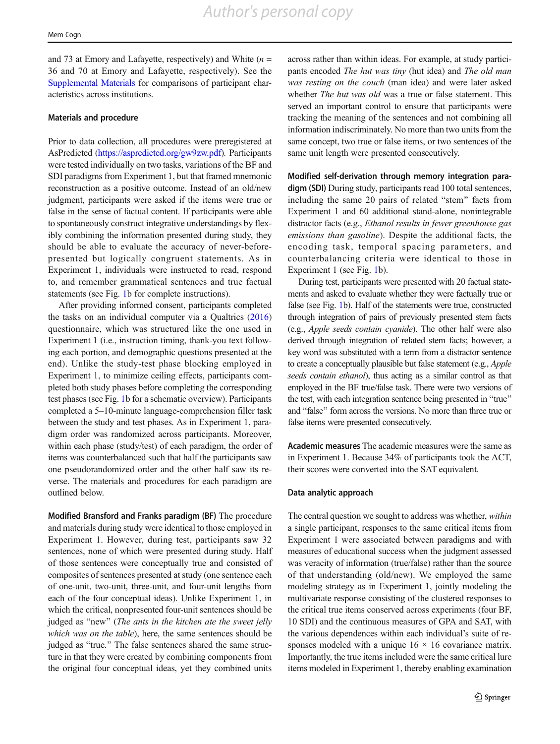and 73 at Emory and Lafayette, respectively) and White ($n$ = 36 and 70 at Emory and Lafayette, respectively). See the Supplemental Materials for comparisons of participant characteristics across institutions.

### Materials and procedure

Prior to data collection, all procedures were preregistered at AsPredicted (https://aspredicted.org/gw9zw.pdf). Participants were tested individually on two tasks, variations of the BF and SDI paradigms from Experiment 1, but that framed mnemonic reconstruction as a positive outcome. Instead of an old/new judgment, participants were asked if the items were true or false in the sense of factual content. If participants were able to spontaneously construct integrative understandings by flexibly combining the information presented during study, they should be able to evaluate the accuracy of never-before-presented but logically congruent statements. As in Experiment 1, individuals were instructed to read, respond to, and remember grammatical sentences and true factual statements (see Fig. 1b for complete instructions).

After providing informed consent, participants completed the tasks on an individual computer via a Qualtrics (2016) questionnaire, which was structured like the one used in Experiment 1 (i.e., instruction timing, thank-you text following each portion, and demographic questions presented at the end). Unlike the study-test phase blocking employed in Experiment 1, to minimize ceiling effects, participants completed both study phases before completing the corresponding test phases (see Fig. 1b for a schematic overview). Participants completed a 5–10-minute language-comprehension filler task between the study and test phases. As in Experiment 1, paradigm order was randomized across participants. Moreover, within each phase (study/test) of each paradigm, the order of items was counterbalanced such that half the participants saw one pseudorandomized order and the other half saw its reverse. The materials and procedures for each paradigm are outlined below.

**Modified Bransford and Franks paradigm (BF)** The procedure and materials during study were identical to those employed in Experiment 1. However, during test, participants saw 32 sentences, none of which were presented during study. Half of those sentences were conceptually true and consisted of composites of sentences presented at study (one sentence each of one-unit, two-unit, three-unit, and four-unit lengths from each of the four conceptual ideas). Unlike Experiment 1, in which the critical, nonpresented four-unit sentences should be judged as "new" (*The ants in the kitchen ate the sweet jelly which was on the table*), here, the same sentences should be judged as "true." The false sentences shared the same structure in that they were created by combining components from the original four conceptual ideas, yet they combined units across rather than within ideas. For example, at study participants encoded *The hut was tiny* (hut idea) and *The old man was resting on the couch* (man idea) and were later asked whether *The hut was old* was a true or false statement. This served an important control to ensure that participants were tracking the meaning of the sentences and not combining all information indiscriminately. No more than two units from the same concept, two true or false items, or two sentences of the same unit length were presented consecutively.

**Modified self-derivation through memory integration paradigm (SDI)** During study, participants read 100 total sentences, including the same 20 pairs of related "stem" facts from Experiment 1 and 60 additional stand-alone, nonintegrable distractor facts (e.g., *Ethanol results in fewer greenhouse gas emissions than gasoline*). Despite the additional facts, the encoding task, temporal spacing parameters, and counterbalancing criteria were identical to those in Experiment 1 (see Fig. 1b).

During test, participants were presented with 20 factual statements and asked to evaluate whether they were factually true or false (see Fig. 1b). Half of the statements were true, constructed through integration of pairs of previously presented stem facts (e.g., *Apple seeds contain cyanide*). The other half were also derived through integration of related stem facts; however, a key word was substituted with a term from a distractor sentence to create a conceptually plausible but false statement (e.g., *Apple seeds contain ethanol*), thus acting as a similar control as that employed in the BF true/false task. There were two versions of the test, with each integration sentence being presented in "true" and "false" form across the versions. No more than three true or false items were presented consecutively.

**Academic measures** The academic measures were the same as in Experiment 1. Because 34% of participants took the ACT, their scores were converted into the SAT equivalent.

### Data analytic approach

The central question we sought to address was whether, *within* a single participant, responses to the same critical items from Experiment 1 were associated between paradigms and with measures of educational success when the judgment assessed was veracity of information (true/false) rather than the source of that understanding (old/new). We employed the same modeling strategy as in Experiment 1, jointly modeling the multivariate response consisting of the clustered responses to the critical true items conserved across experiments (four BF, 10 SDI) and the continuous measures of GPA and SAT, with the various dependences within each individual's suite of responses modeled with a unique $16 \times 16$ covariance matrix. Importantly, the true items included were the same critical lure items modeled in Experiment 1, thereby enabling examination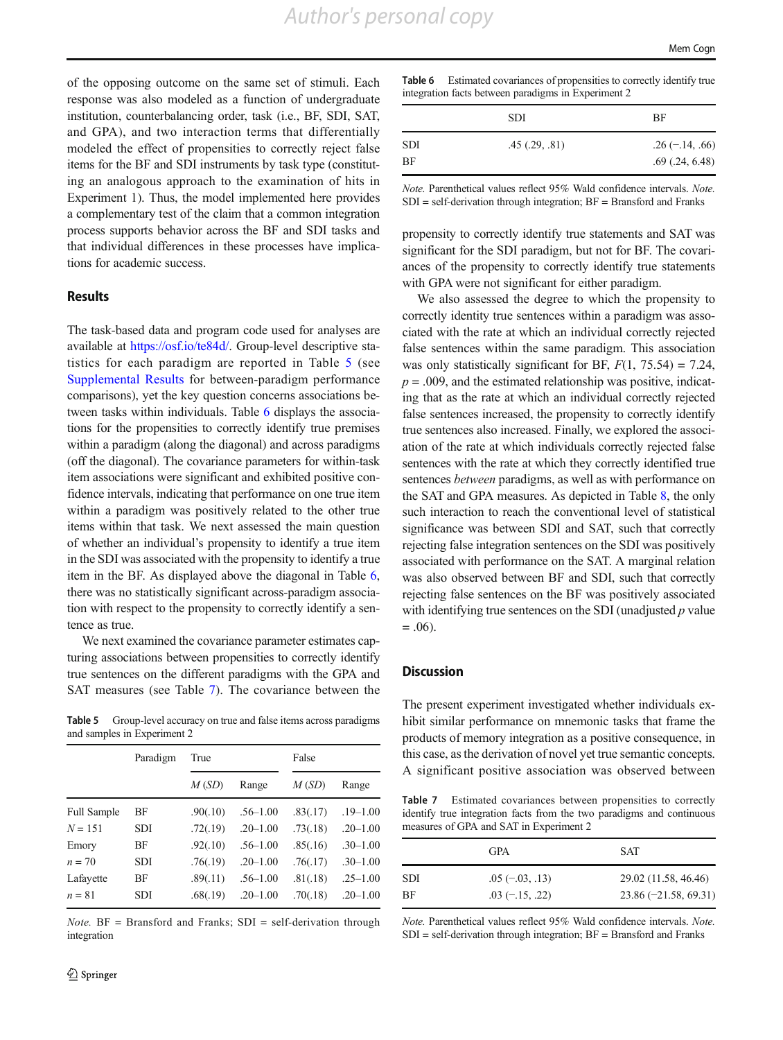of the opposing outcome on the same set of stimuli. Each response was also modeled as a function of undergraduate institution, counterbalancing order, task (i.e., BF, SDI, SAT, and GPA), and two interaction terms that differentially modeled the effect of propensities to correctly reject false items for the BF and SDI instruments by task type (constituting an analogous approach to the examination of hits in Experiment 1). Thus, the model implemented here provides a complementary test of the claim that a common integration process supports behavior across the BF and SDI tasks and that individual differences in these processes have implications for academic success.

## Results

The task-based data and program code used for analyses are available at https://osf.io/te84d/. Group-level descriptive statistics for each paradigm are reported in Table 5 (see Supplemental Results for between-paradigm performance comparisons), yet the key question concerns associations between tasks within individuals. Table 6 displays the associations for the propensities to correctly identify true premises within a paradigm (along the diagonal) and across paradigms (off the diagonal). The covariance parameters for within-task item associations were significant and exhibited positive confidence intervals, indicating that performance on one true item within a paradigm was positively related to the other true items within that task. We next assessed the main question of whether an individual's propensity to identify a true item in the SDI was associated with the propensity to identify a true item in the BF. As displayed above the diagonal in Table 6, there was no statistically significant across-paradigm association with respect to the propensity to correctly identify a sentence as true.

We next examined the covariance parameter estimates capturing associations between propensities to correctly identify true sentences on the different paradigms with the GPA and SAT measures (see Table 7). The covariance between the propensity to correctly identify true statements and SAT was significant for the SDI paradigm, but not for BF. The covariances of the propensity to correctly identify true statements with GPA were not significant for either paradigm.

We also assessed the degree to which the propensity to correctly identity true sentences within a paradigm was associated with the rate at which an individual correctly rejected false sentences within the same paradigm. This association was only statistically significant for BF, $F(1, 75.54) = 7.24$, $p = .009$, and the estimated relationship was positive, indicating that as the rate at which an individual correctly rejected false sentences increased, the propensity to correctly identify true sentences also increased. Finally, we explored the association of the rate at which individuals correctly rejected false sentences with the rate at which they correctly identified true sentences *between* paradigms, as well as with performance on the SAT and GPA measures. As depicted in Table 8, the only such interaction to reach the conventional level of statistical significance was between SDI and SAT, such that correctly rejecting false integration sentences on the SDI was positively associated with performance on the SAT. A marginal relation was also observed between BF and SDI, such that correctly rejecting false sentences on the BF was positively associated with identifying true sentences on the SDI (unadjusted $p$ value $= .06$).

**Table 5** Group-level accuracy on true and false items across paradigms and samples in Experiment 2

| | Paradigm | True | | False | |
|---|---|---|---|---|---|
| | | *M* (*SD*) | Range | *M* (*SD*) | Range |
| Full Sample | BF | .90(.10) | .56–1.00 | .83(.17) | .19–1.00 |
| *N* = 151 | SDI | .72(.19) | .20–1.00 | .73(.18) | .20–1.00 |
| Emory | BF | .92(.10) | .56–1.00 | .85(.16) | .30–1.00 |
| *n* = 70 | SDI | .76(.19) | .20–1.00 | .76(.17) | .30–1.00 |
| Lafayette | BF | .89(.11) | .56–1.00 | .81(.18) | .25–1.00 |
| *n* = 81 | SDI | .68(.19) | .20–1.00 | .70(.18) | .20–1.00 |

*Note.* BF = Bransford and Franks; SDI = self-derivation through integration

**Table 6** Estimated covariances of propensities to correctly identify true integration facts between paradigms in Experiment 2

| | SDI | BF |
|---|---|---|
| SDI | .45 (.29, .81) | .26 (−.14, .66) |
| BF | | .69 (.24, 6.48) |

*Note.* Parenthetical values reflect 95% Wald confidence intervals. *Note.* SDI = self-derivation through integration; BF = Bransford and Franks

**Table 7** Estimated covariances between propensities to correctly identify true integration facts from the two paradigms and continuous measures of GPA and SAT in Experiment 2

| | GPA | SAT |
|---|---|---|
| SDI | .05 (−.03, .13) | 29.02 (11.58, 46.46) |
| BF | .03 (−.15, .22) | 23.86 (−21.58, 69.31) |

*Note.* Parenthetical values reflect 95% Wald confidence intervals. *Note.* SDI = self-derivation through integration; BF = Bransford and Franks

## Discussion

The present experiment investigated whether individuals exhibit similar performance on mnemonic tasks that frame the products of memory integration as a positive consequence, in this case, as the derivation of novel yet true semantic concepts. A significant positive association was observed between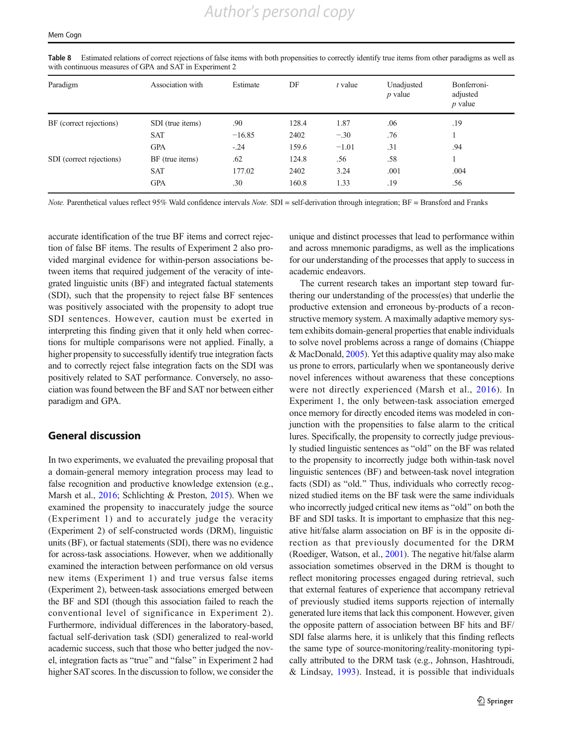Table 8 Estimated relations of correct rejections of false items with both propensities to correctly identify true items from other paradigms as well as with continuous measures of GPA and SAT in Experiment 2

| Paradigm | Association with | Estimate | DF | *t* value | Unadjusted *p* value | Bonferroni-adjusted *p* value |
|---|---|---|---|---|---|---|
| BF (correct rejections) | SDI (true items) | .90 | 128.4 | 1.87 | .06 | .19 |
| | SAT | −16.85 | 2402 | −.30 | .76 | 1 |
| | GPA | -.24 | 159.6 | −1.01 | .31 | .94 |
| SDI (correct rejections) | BF (true items) | .62 | 124.8 | .56 | .58 | 1 |
| | SAT | 177.02 | 2402 | 3.24 | .001 | .004 |
| | GPA | .30 | 160.8 | 1.33 | .19 | .56 |

*Note.* Parenthetical values reflect 95% Wald confidence intervals *Note.* SDI = self-derivation through integration; BF = Bransford and Franks

accurate identification of the true BF items and correct rejection of false BF items. The results of Experiment 2 also provided marginal evidence for within-person associations between items that required judgement of the veracity of integrated linguistic units (BF) and integrated factual statements (SDI), such that the propensity to reject false BF sentences was positively associated with the propensity to adopt true SDI sentences. However, caution must be exerted in interpreting this finding given that it only held when corrections for multiple comparisons were not applied. Finally, a higher propensity to successfully identify true integration facts and to correctly reject false integration facts on the SDI was positively related to SAT performance. Conversely, no association was found between the BF and SAT nor between either paradigm and GPA.

## General discussion

In two experiments, we evaluated the prevailing proposal that a domain-general memory integration process may lead to false recognition and productive knowledge extension (e.g., Marsh et al., 2016; Schlichting & Preston, 2015). When we examined the propensity to inaccurately judge the source (Experiment 1) and to accurately judge the veracity (Experiment 2) of self-constructed words (DRM), linguistic units (BF), or factual statements (SDI), there was no evidence for across-task associations. However, when we additionally examined the interaction between performance on old versus new items (Experiment 1) and true versus false items (Experiment 2), between-task associations emerged between the BF and SDI (though this association failed to reach the conventional level of significance in Experiment 2). Furthermore, individual differences in the laboratory-based, factual self-derivation task (SDI) generalized to real-world academic success, such that those who better judged the novel, integration facts as "true" and "false" in Experiment 2 had higher SAT scores. In the discussion to follow, we consider the unique and distinct processes that lead to performance within and across mnemonic paradigms, as well as the implications for our understanding of the processes that apply to success in academic endeavors.

The current research takes an important step toward furthering our understanding of the process(es) that underlie the productive extension and erroneous by-products of a reconstructive memory system. A maximally adaptive memory system exhibits domain-general properties that enable individuals to solve novel problems across a range of domains (Chiappe & MacDonald, 2005). Yet this adaptive quality may also make us prone to errors, particularly when we spontaneously derive novel inferences without awareness that these conceptions were not directly experienced (Marsh et al., 2016). In Experiment 1, the only between-task association emerged once memory for directly encoded items was modeled in conjunction with the propensities to false alarm to the critical lures. Specifically, the propensity to correctly judge previously studied linguistic sentences as "old" on the BF was related to the propensity to incorrectly judge both within-task novel linguistic sentences (BF) and between-task novel integration facts (SDI) as "old." Thus, individuals who correctly recognized studied items on the BF task were the same individuals who incorrectly judged critical new items as "old" on both the BF and SDI tasks. It is important to emphasize that this negative hit/false alarm association on BF is in the opposite direction as that previously documented for the DRM (Roediger, Watson, et al., 2001). The negative hit/false alarm association sometimes observed in the DRM is thought to reflect monitoring processes engaged during retrieval, such that external features of experience that accompany retrieval of previously studied items supports rejection of internally generated lure items that lack this component. However, given the opposite pattern of association between BF hits and BF/SDI false alarms here, it is unlikely that this finding reflects the same type of source-monitoring/reality-monitoring typically attributed to the DRM task (e.g., Johnson, Hashtroudi, & Lindsay, 1993). Instead, it is possible that individuals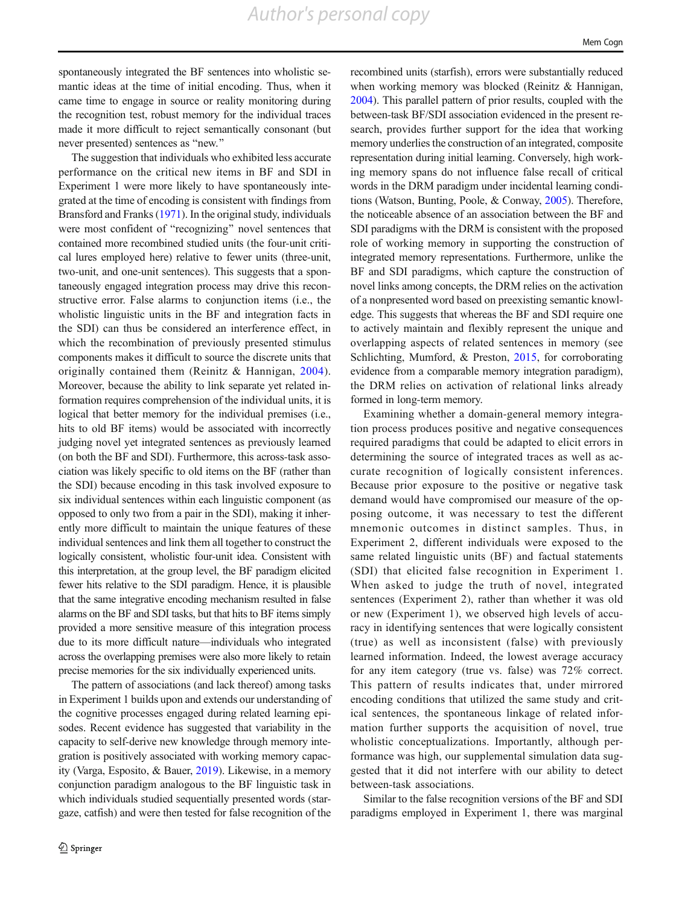spontaneously integrated the BF sentences into wholistic semantic ideas at the time of initial encoding. Thus, when it came time to engage in source or reality monitoring during the recognition test, robust memory for the individual traces made it more difficult to reject semantically consonant (but never presented) sentences as "new."

The suggestion that individuals who exhibited less accurate performance on the critical new items in BF and SDI in Experiment 1 were more likely to have spontaneously integrated at the time of encoding is consistent with findings from Bransford and Franks (1971). In the original study, individuals were most confident of "recognizing" novel sentences that contained more recombined studied units (the four-unit critical lures employed here) relative to fewer units (three-unit, two-unit, and one-unit sentences). This suggests that a spontaneously engaged integration process may drive this reconstructive error. False alarms to conjunction items (i.e., the wholistic linguistic units in the BF and integration facts in the SDI) can thus be considered an interference effect, in which the recombination of previously presented stimulus components makes it difficult to source the discrete units that originally contained them (Reinitz & Hannigan, 2004). Moreover, because the ability to link separate yet related information requires comprehension of the individual units, it is logical that better memory for the individual premises (i.e., hits to old BF items) would be associated with incorrectly judging novel yet integrated sentences as previously learned (on both the BF and SDI). Furthermore, this across-task association was likely specific to old items on the BF (rather than the SDI) because encoding in this task involved exposure to six individual sentences within each linguistic component (as opposed to only two from a pair in the SDI), making it inherently more difficult to maintain the unique features of these individual sentences and link them all together to construct the logically consistent, wholistic four-unit idea. Consistent with this interpretation, at the group level, the BF paradigm elicited fewer hits relative to the SDI paradigm. Hence, it is plausible that the same integrative encoding mechanism resulted in false alarms on the BF and SDI tasks, but that hits to BF items simply provided a more sensitive measure of this integration process due to its more difficult nature—individuals who integrated across the overlapping premises were also more likely to retain precise memories for the six individually experienced units.

The pattern of associations (and lack thereof) among tasks in Experiment 1 builds upon and extends our understanding of the cognitive processes engaged during related learning episodes. Recent evidence has suggested that variability in the capacity to self-derive new knowledge through memory integration is positively associated with working memory capacity (Varga, Esposito, & Bauer, 2019). Likewise, in a memory conjunction paradigm analogous to the BF linguistic task in which individuals studied sequentially presented words (stargaze, catfish) and were then tested for false recognition of the recombined units (starfish), errors were substantially reduced when working memory was blocked (Reinitz & Hannigan, 2004). This parallel pattern of prior results, coupled with the between-task BF/SDI association evidenced in the present research, provides further support for the idea that working memory underlies the construction of an integrated, composite representation during initial learning. Conversely, high working memory spans do not influence false recall of critical words in the DRM paradigm under incidental learning conditions (Watson, Bunting, Poole, & Conway, 2005). Therefore, the noticeable absence of an association between the BF and SDI paradigms with the DRM is consistent with the proposed role of working memory in supporting the construction of integrated memory representations. Furthermore, unlike the BF and SDI paradigms, which capture the construction of novel links among concepts, the DRM relies on the activation of a nonpresented word based on preexisting semantic knowledge. This suggests that whereas the BF and SDI require one to actively maintain and flexibly represent the unique and overlapping aspects of related sentences in memory (see Schlichting, Mumford, & Preston, 2015, for corroborating evidence from a comparable memory integration paradigm), the DRM relies on activation of relational links already formed in long-term memory.

Examining whether a domain-general memory integration process produces positive and negative consequences required paradigms that could be adapted to elicit errors in determining the source of integrated traces as well as accurate recognition of logically consistent inferences. Because prior exposure to the positive or negative task demand would have compromised our measure of the opposing outcome, it was necessary to test the different mnemonic outcomes in distinct samples. Thus, in Experiment 2, different individuals were exposed to the same related linguistic units (BF) and factual statements (SDI) that elicited false recognition in Experiment 1. When asked to judge the truth of novel, integrated sentences (Experiment 2), rather than whether it was old or new (Experiment 1), we observed high levels of accuracy in identifying sentences that were logically consistent (true) as well as inconsistent (false) with previously learned information. Indeed, the lowest average accuracy for any item category (true vs. false) was 72% correct. This pattern of results indicates that, under mirrored encoding conditions that utilized the same study and critical sentences, the spontaneous linkage of related information further supports the acquisition of novel, true wholistic conceptualizations. Importantly, although performance was high, our supplemental simulation data suggested that it did not interfere with our ability to detect between-task associations.

Similar to the false recognition versions of the BF and SDI paradigms employed in Experiment 1, there was marginal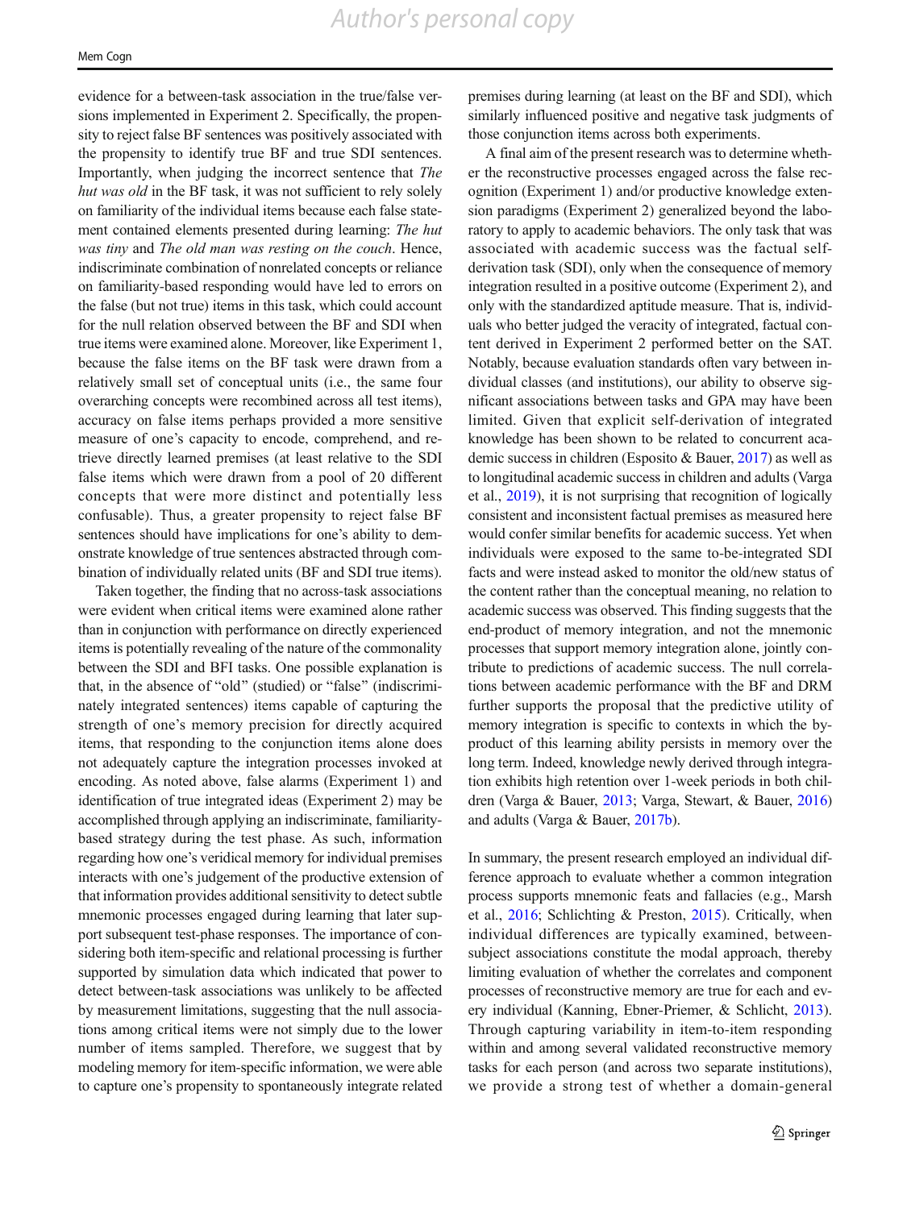evidence for a between-task association in the true/false versions implemented in Experiment 2. Specifically, the propensity to reject false BF sentences was positively associated with the propensity to identify true BF and true SDI sentences. Importantly, when judging the incorrect sentence that *The hut was old* in the BF task, it was not sufficient to rely solely on familiarity of the individual items because each false statement contained elements presented during learning: *The hut was tiny* and *The old man was resting on the couch*. Hence, indiscriminate combination of nonrelated concepts or reliance on familiarity-based responding would have led to errors on the false (but not true) items in this task, which could account for the null relation observed between the BF and SDI when true items were examined alone. Moreover, like Experiment 1, because the false items on the BF task were drawn from a relatively small set of conceptual units (i.e., the same four overarching concepts were recombined across all test items), accuracy on false items perhaps provided a more sensitive measure of one's capacity to encode, comprehend, and retrieve directly learned premises (at least on the SDI false items which were drawn from a pool of 20 different concepts that were more distinct and potentially less confusable). Thus, a greater propensity to reject false BF sentences should have implications for one's ability to demonstrate knowledge of true sentences abstracted through combination of individually related units (BF and SDI true items).

Taken together, the finding that no across-task associations were evident when critical items were examined alone rather than in conjunction with performance on directly experienced items is potentially revealing of the nature of the commonality between the SDI and BFI tasks. One possible explanation is that, in the absence of "old" (studied) or "false" (indiscriminately integrated sentences) items capable of capturing the strength of one's memory precision for directly acquired items, that responding to the conjunction items alone does not adequately capture the integration processes invoked at encoding. As noted above, false alarms (Experiment 1) and identification of true integrated ideas (Experiment 2) may be accomplished through applying an indiscriminate, familiarity-based strategy during the test phase. As such, information regarding how one's veridical memory for individual premises interacts with one's judgement of the productive extension of that information provides additional sensitivity to detect subtle mnemonic processes engaged during learning that later support subsequent test-phase responses. The importance of considering both item-specific and relational processing is further supported by simulation data which indicated that power to detect between-task associations was unlikely to be affected by measurement limitations, suggesting that the null associations among critical items were not simply due to the lower number of items sampled. Therefore, we suggest that by modeling memory for item-specific information, we were able to capture one's propensity to spontaneously integrate related premises during learning (at least on the BF and SDI), which similarly influenced positive and negative task judgments of those conjunction items across both experiments.

A final aim of the present research was to determine whether the reconstructive processes engaged across the false recognition (Experiment 1) and/or productive knowledge extension paradigms (Experiment 2) generalized beyond the laboratory to apply to academic behaviors. The only task that was associated with academic success was the factual self-derivation task (SDI), only when the consequence of memory integration resulted in a positive outcome (Experiment 2), and only with the standardized aptitude measure. That is, individuals who better judged the veracity of integrated, factual content derived in Experiment 2 performed better on the SAT. Notably, because evaluation standards often vary between individual classes (and institutions), our ability to observe significant associations between tasks and GPA may have been limited. Given that explicit self-derivation of integrated knowledge has been shown to be related to concurrent academic success in children (Esposito & Bauer, 2017) as well as to longitudinal academic success in children and adults (Varga et al., 2019), it is not surprising that recognition of logically consistent and inconsistent factual premises as measured here would confer similar benefits for academic success. Yet when individuals were exposed to the same to-be-integrated SDI facts and were instead asked to monitor the old/new status of the content rather than the conceptual meaning, no relation to academic success was observed. This finding suggests that the end-product of memory integration, and not the mnemonic processes that support memory integration alone, jointly contribute to predictions of academic success. The null correlations between academic performance with the BF and DRM further supports the proposal that the predictive utility of memory integration is specific to contexts in which the by-product of this learning ability persists in memory over the long term. Indeed, knowledge newly derived through integration exhibits high retention over 1-week periods in both children (Varga & Bauer, 2013; Varga, Stewart, & Bauer, 2016) and adults (Varga & Bauer, 2017b).

In summary, the present research employed an individual difference approach to evaluate whether a common integration process supports mnemonic feats and fallacies (e.g., Marsh et al., 2016; Schlichting & Preston, 2015). Critically, when individual differences are typically examined, between-subject associations constitute the modal approach, thereby limiting evaluation of whether the correlates and component processes of reconstructive memory are true for each and every individual (Kanning, Ebner-Priemer, & Schlicht, 2013). Through capturing variability in item-to-item responding within and among several validated reconstructive memory tasks for each person (and across two separate institutions), we provide a strong test of whether a domain-general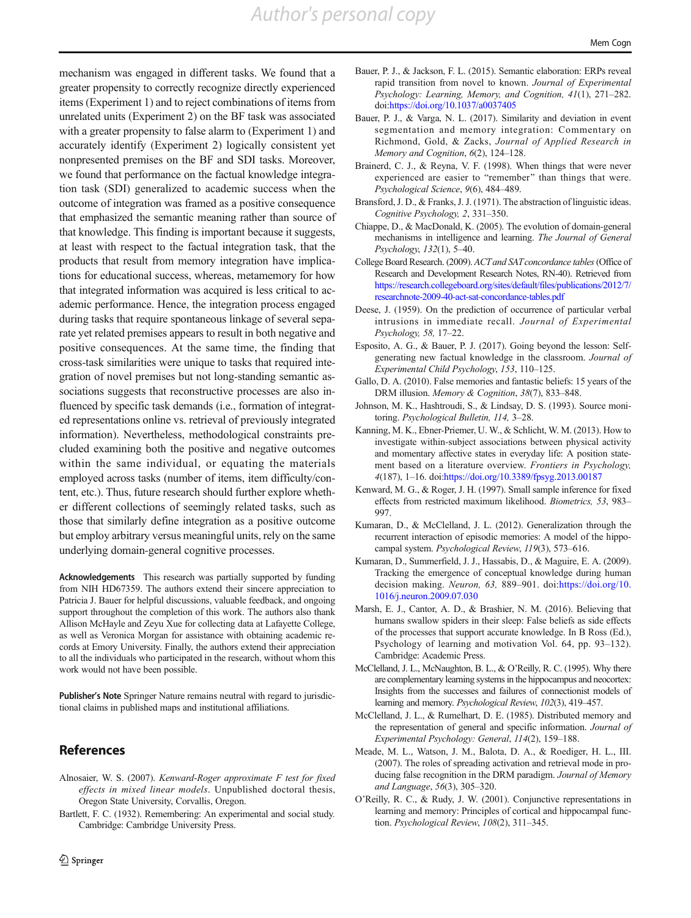mechanism was engaged in different tasks. We found that a greater propensity to correctly recognize directly experienced items (Experiment 1) and to reject combinations of items from unrelated units (Experiment 2) on the BF task was associated with a greater propensity to false alarm to (Experiment 1) and accurately identify (Experiment 2) logically consistent yet nonpresented premises on the BF and SDI tasks. Moreover, we found that performance on the factual knowledge integration task (SDI) generalized to academic success when the outcome of integration was framed as a positive consequence that emphasized the semantic meaning rather than source of that knowledge. This finding is important because it suggests, at least with respect to the factual integration task, that the products that result from memory integration have implications for educational success, whereas, metamemory for how that integrated information was acquired is less critical to academic performance. Hence, the integration process engaged during tasks that require spontaneous linkage of several separate yet related premises appears to result in both negative and positive consequences. At the same time, the finding that cross-task similarities were unique to tasks that required integration of novel premises but not long-standing semantic associations suggests that reconstructive processes are also influenced by specific task demands (i.e., formation of integrated representations online vs. retrieval of previously integrated information). Nevertheless, methodological constraints precluded examining both the positive and negative outcomes within the same individual, or equating the materials employed across tasks (number of items, item difficulty/content, etc.). Thus, future research should further explore whether different collections of seemingly related tasks, such as those that similarly define integration as a positive outcome but employ arbitrary versus meaningful units, rely on the same underlying domain-general cognitive processes.

**Acknowledgements** This research was partially supported by funding from NIH HD67359. The authors extend their sincere appreciation to Patricia J. Bauer for helpful discussions, valuable feedback, and ongoing support throughout the completion of this work. The authors also thank Allison McHayle and Zeyu Xue for collecting data at Lafayette College, as well as Veronica Morgan for assistance with obtaining academic records at Emory University. Finally, the authors extend their appreciation to all the individuals who participated in the research, without whom this work would not have been possible.

**Publisher's Note** Springer Nature remains neutral with regard to jurisdictional claims in published maps and institutional affiliations.

## References

Alnosaier, W. S. (2007). *Kenward-Roger approximate F test for fixed effects in mixed linear models*. Unpublished doctoral thesis, Oregon State University, Corvallis, Oregon.

Bartlett, F. C. (1932). Remembering: An experimental and social study. Cambridge: Cambridge University Press.

Bauer, P. J., & Jackson, F. L. (2015). Semantic elaboration: ERPs reveal rapid transition from novel to known. *Journal of Experimental Psychology: Learning, Memory, and Cognition, 41*(1), 271–282. doi:https://doi.org/10.1037/a0037405

Bauer, P. J., & Varga, N. L. (2017). Similarity and deviation in event segmentation and memory integration: Commentary on Richmond, Gold, & Zacks, *Journal of Applied Research in Memory and Cognition*, *6*(2), 124–128.

Brainerd, C. J., & Reyna, V. F. (1998). When things that were never experienced are easier to "remember" than things that were. *Psychological Science*, *9*(6), 484–489.

Bransford, J. D., & Franks, J. J. (1971). The abstraction of linguistic ideas. *Cognitive Psychology, 2*, 331–350.

Chiappe, D., & MacDonald, K. (2005). The evolution of domain-general mechanisms in intelligence and learning. *The Journal of General Psychology*, *132*(1), 5–40.

College Board Research. (2009). *ACT and SAT concordance tables* (Office of Research and Development Research Notes, RN-40). Retrieved from https://research.collegeboard.org/sites/default/files/publications/2012/7/researchnote-2009-40-act-sat-concordance-tables.pdf

Deese, J. (1959). On the prediction of occurrence of particular verbal intrusions in immediate recall. *Journal of Experimental Psychology, 58,* 17–22.

Esposito, A. G., & Bauer, P. J. (2017). Going beyond the lesson: Self-generating new factual knowledge in the classroom. *Journal of Experimental Child Psychology*, *153*, 110–125.

Gallo, D. A. (2010). False memories and fantastic beliefs: 15 years of the DRM illusion. *Memory & Cognition*, *38*(7), 833–848.

Johnson, M. K., Hashtroudi, S., & Lindsay, D. S. (1993). Source monitoring. *Psychological Bulletin, 114,* 3–28.

Kanning, M. K., Ebner-Priemer, U. W., & Schlicht, W. M. (2013). How to investigate within-subject associations between physical activity and momentary affective states in everyday life: A position statement based on a literature overview. *Frontiers in Psychology, 4*(187), 1–16. doi:https://doi.org/10.3389/fpsyg.2013.00187

Kenward, M. G., & Roger, J. H. (1997). Small sample inference for fixed effects from restricted maximum likelihood. *Biometrics, 53*, 983–997.

Kumaran, D., & McClelland, J. L. (2012). Generalization through the recurrent interaction of episodic memories: A model of the hippocampal system. *Psychological Review*, *119*(3), 573–616.

Kumaran, D., Summerfield, J. J., Hassabis, D., & Maguire, E. A. (2009). Tracking the emergence of conceptual knowledge during human decision making. *Neuron, 63,* 889–901. doi:https://doi.org/10.1016/j.neuron.2009.07.030

Marsh, E. J., Cantor, A. D., & Brashier, N. M. (2016). Believing that humans swallow spiders in their sleep: False beliefs as side effects of the processes that support accurate knowledge. In B Ross (Ed.), Psychology of learning and motivation Vol. 64, pp. 93–132). Cambridge: Academic Press.

McClelland, J. L., McNaughton, B. L., & O'Reilly, R. C. (1995). Why there are complementary learning systems in the hippocampus and neocortex: Insights from the successes and failures of connectionist models of learning and memory. *Psychological Review*, *102*(3), 419–457.

McClelland, J. L., & Rumelhart, D. E. (1985). Distributed memory and the representation of general and specific information. *Journal of Experimental Psychology: General*, *114*(2), 159–188.

Meade, M. L., Watson, J. M., Balota, D. A., & Roediger, H. L., III. (2007). The roles of spreading activation and retrieval mode in producing false recognition in the DRM paradigm. *Journal of Memory and Language*, *56*(3), 305–320.

O'Reilly, R. C., & Rudy, J. W. (2001). Conjunctive representations in learning and memory: Principles of cortical and hippocampal function. *Psychological Review*, *108*(2), 311–345.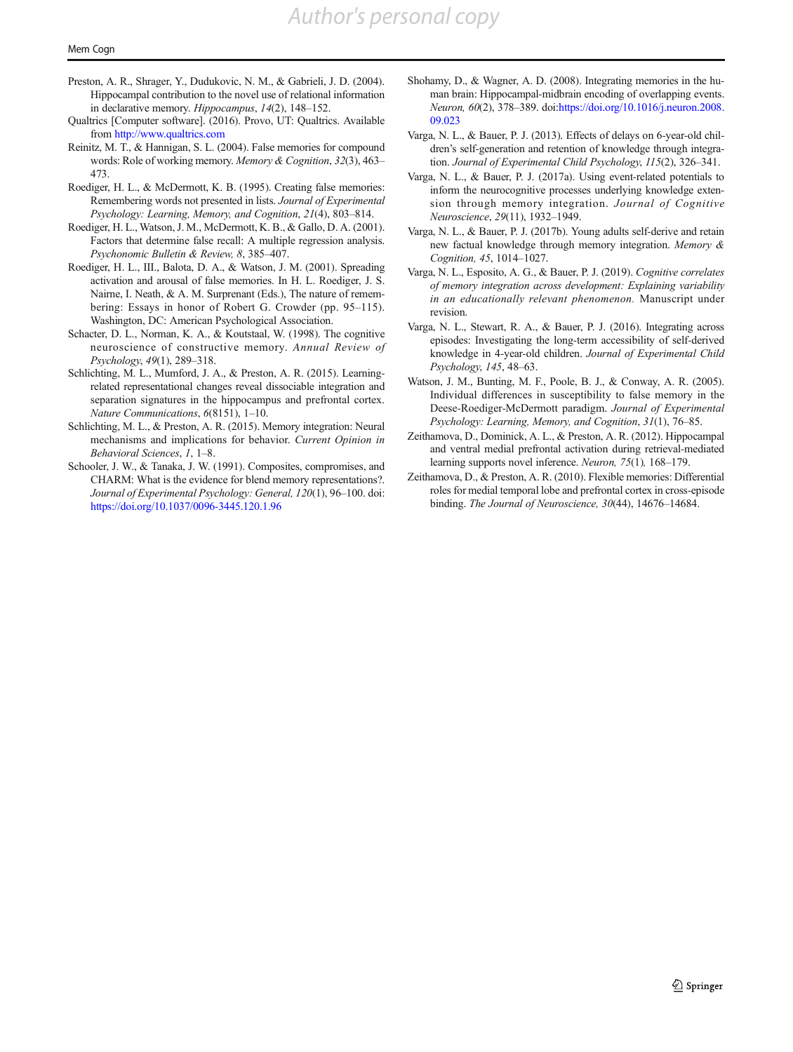Preston, A. R., Shrager, Y., Dudukovic, N. M., & Gabrieli, J. D. (2004). Hippocampal contribution to the novel use of relational information in declarative memory. *Hippocampus*, *14*(2), 148–152.

Qualtrics [Computer software]. (2016). Provo, UT: Qualtrics. Available from http://www.qualtrics.com

Reinitz, M. T., & Hannigan, S. L. (2004). False memories for compound words: Role of working memory. *Memory & Cognition*, *32*(3), 463–473.

Roediger, H. L., & McDermott, K. B. (1995). Creating false memories: Remembering words not presented in lists. *Journal of Experimental Psychology: Learning, Memory, and Cognition*, *21*(4), 803–814.

Roediger, H. L., Watson, J. M., McDermott, K. B., & Gallo, D. A. (2001). Factors that determine false recall: A multiple regression analysis. *Psychonomic Bulletin & Review, 8*, 385–407.

Roediger, H. L., III., Balota, D. A., & Watson, J. M. (2001). Spreading activation and arousal of false memories. In H. L. Roediger, J. S. Nairne, I. Neath, & A. M. Surprenant (Eds.), The nature of remembering: Essays in honor of Robert G. Crowder (pp. 95–115). Washington, DC: American Psychological Association.

Schacter, D. L., Norman, K. A., & Koutstaal, W. (1998). The cognitive neuroscience of constructive memory. *Annual Review of Psychology*, *49*(1), 289–318.

Schlichting, M. L., Mumford, J. A., & Preston, A. R. (2015). Learning-related representational changes reveal dissociable integration and separation signatures in the hippocampus and prefrontal cortex. *Nature Communications*, *6*(8151), 1–10.

Schlichting, M. L., & Preston, A. R. (2015). Memory integration: Neural mechanisms and implications for behavior. *Current Opinion in Behavioral Sciences*, *1*, 1–8.

Schooler, J. W., & Tanaka, J. W. (1991). Composites, compromises, and CHARM: What is the evidence for blend memory representations?. *Journal of Experimental Psychology: General, 120*(1), 96–100. doi: https://doi.org/10.1037/0096-3445.120.1.96

Shohamy, D., & Wagner, A. D. (2008). Integrating memories in the human brain: Hippocampal-midbrain encoding of overlapping events. *Neuron, 60*(2), 378–389. doi:https://doi.org/10.1016/j.neuron.2008.09.023

Varga, N. L., & Bauer, P. J. (2013). Effects of delays on 6-year-old children's self-generation and retention of knowledge through integration. *Journal of Experimental Child Psychology*, *115*(2), 326–341.

Varga, N. L., & Bauer, P. J. (2017a). Using event-related potentials to inform the neurocognitive processes underlying knowledge extension through memory integration. *Journal of Cognitive Neuroscience*, *29*(11), 1932–1949.

Varga, N. L., & Bauer, P. J. (2017b). Young adults self-derive and retain new factual knowledge through memory integration. *Memory & Cognition, 45*, 1014–1027.

Varga, N. L., Esposito, A. G., & Bauer, P. J. (2019). *Cognitive correlates of memory integration across development: Explaining variability in an educationally relevant phenomenon.* Manuscript under revision.

Varga, N. L., Stewart, R. A., & Bauer, P. J. (2016). Integrating across episodes: Investigating the long-term accessibility of self-derived knowledge in 4-year-old children. *Journal of Experimental Child Psychology*, *145*, 48–63.

Watson, J. M., Bunting, M. F., Poole, B. J., & Conway, A. R. (2005). Individual differences in susceptibility to false memory in the Deese-Roediger-McDermott paradigm. *Journal of Experimental Psychology: Learning, Memory, and Cognition*, *31*(1), 76–85.

Zeithamova, D., Dominick, A. L., & Preston, A. R. (2012). Hippocampal and ventral medial prefrontal activation during retrieval-mediated learning supports novel inference. *Neuron, 75*(1), 168–179.

Zeithamova, D., & Preston, A. R. (2010). Flexible memories: Differential roles for medial temporal lobe and prefrontal cortex in cross-episode binding. *The Journal of Neuroscience, 30*(44), 14676–14684.